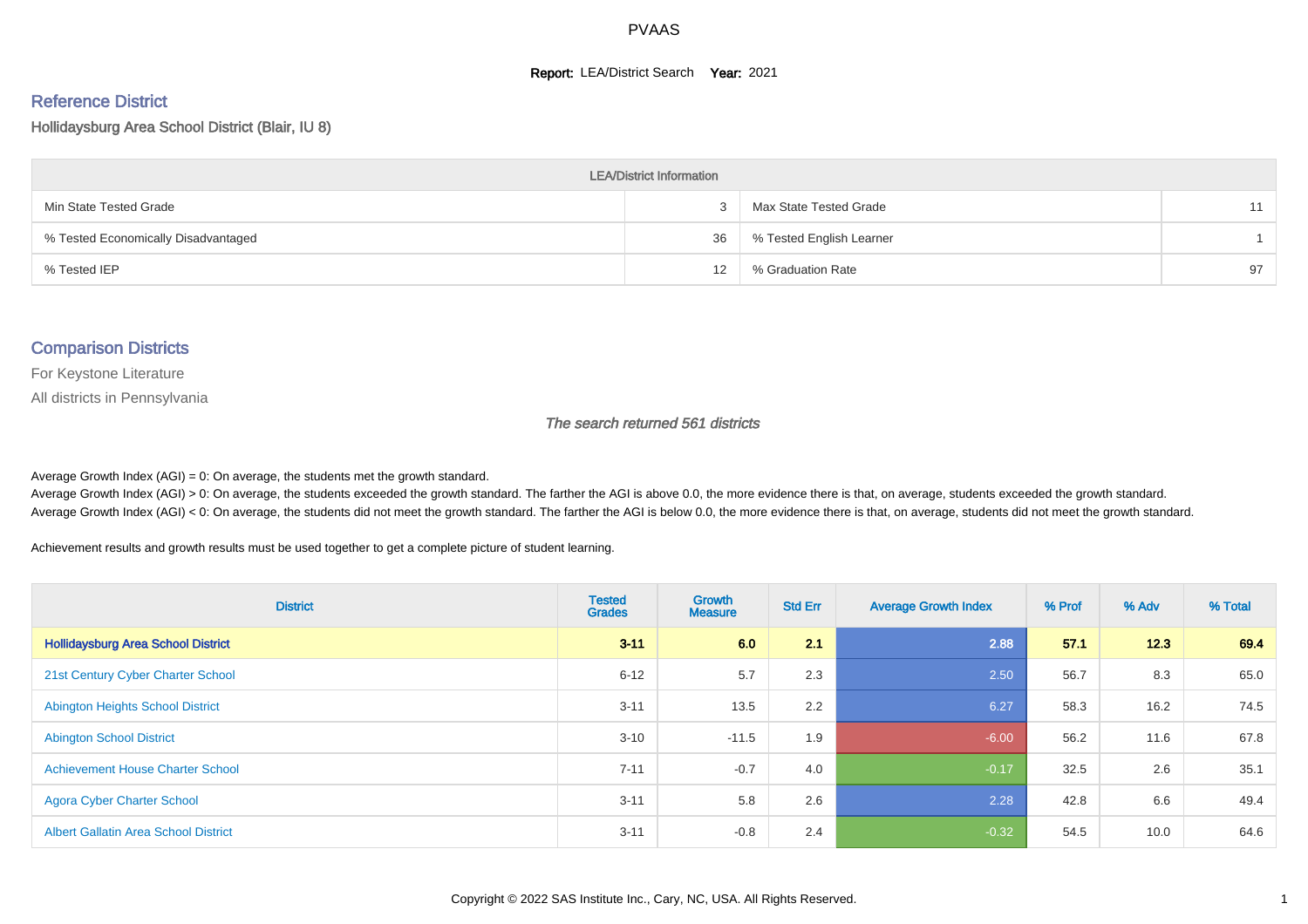# PVAAS

**Report:** LEA/District Search **Year:** 2021

## Reference District

Hollidaysburg Area School District (Blair, IU 8)

| LEA/District Information | | | |
|---|---|---|---|
| Min State Tested Grade | 3 | Max State Tested Grade | 11 |
| % Tested Economically Disadvantaged | 36 | % Tested English Learner | 1 |
| % Tested IEP | 12 | % Graduation Rate | 97 |

## Comparison Districts

For Keystone Literature

All districts in Pennsylvania

*The search returned 561 districts*

Average Growth Index (AGI) = 0: On average, the students met the growth standard.
Average Growth Index (AGI) > 0: On average, the students exceeded the growth standard. The farther the AGI is above 0.0, the more evidence there is that, on average, students exceeded the growth standard.
Average Growth Index (AGI) < 0: On average, the students did not meet the growth standard. The farther the AGI is below 0.0, the more evidence there is that, on average, students did not meet the growth standard.

Achievement results and growth results must be used together to get a complete picture of student learning.

| District | Tested Grades | Growth Measure | Std Err | Average Growth Index | % Prof | % Adv | % Total |
|---|---|---|---|---|---|---|---|
| **Hollidaysburg Area School District** | **3-11** | **6.0** | **2.1** | **2.88** | **57.1** | **12.3** | **69.4** |
| 21st Century Cyber Charter School | 6-12 | 5.7 | 2.3 | 2.50 | 56.7 | 8.3 | 65.0 |
| Abington Heights School District | 3-11 | 13.5 | 2.2 | 6.27 | 58.3 | 16.2 | 74.5 |
| Abington School District | 3-10 | -11.5 | 1.9 | -6.00 | 56.2 | 11.6 | 67.8 |
| Achievement House Charter School | 7-11 | -0.7 | 4.0 | -0.17 | 32.5 | 2.6 | 35.1 |
| Agora Cyber Charter School | 3-11 | 5.8 | 2.6 | 2.28 | 42.8 | 6.6 | 49.4 |
| Albert Gallatin Area School District | 3-11 | -0.8 | 2.4 | -0.32 | 54.5 | 10.0 | 64.6 |

Copyright © 2022 SAS Institute Inc., Cary, NC, USA. All Rights Reserved.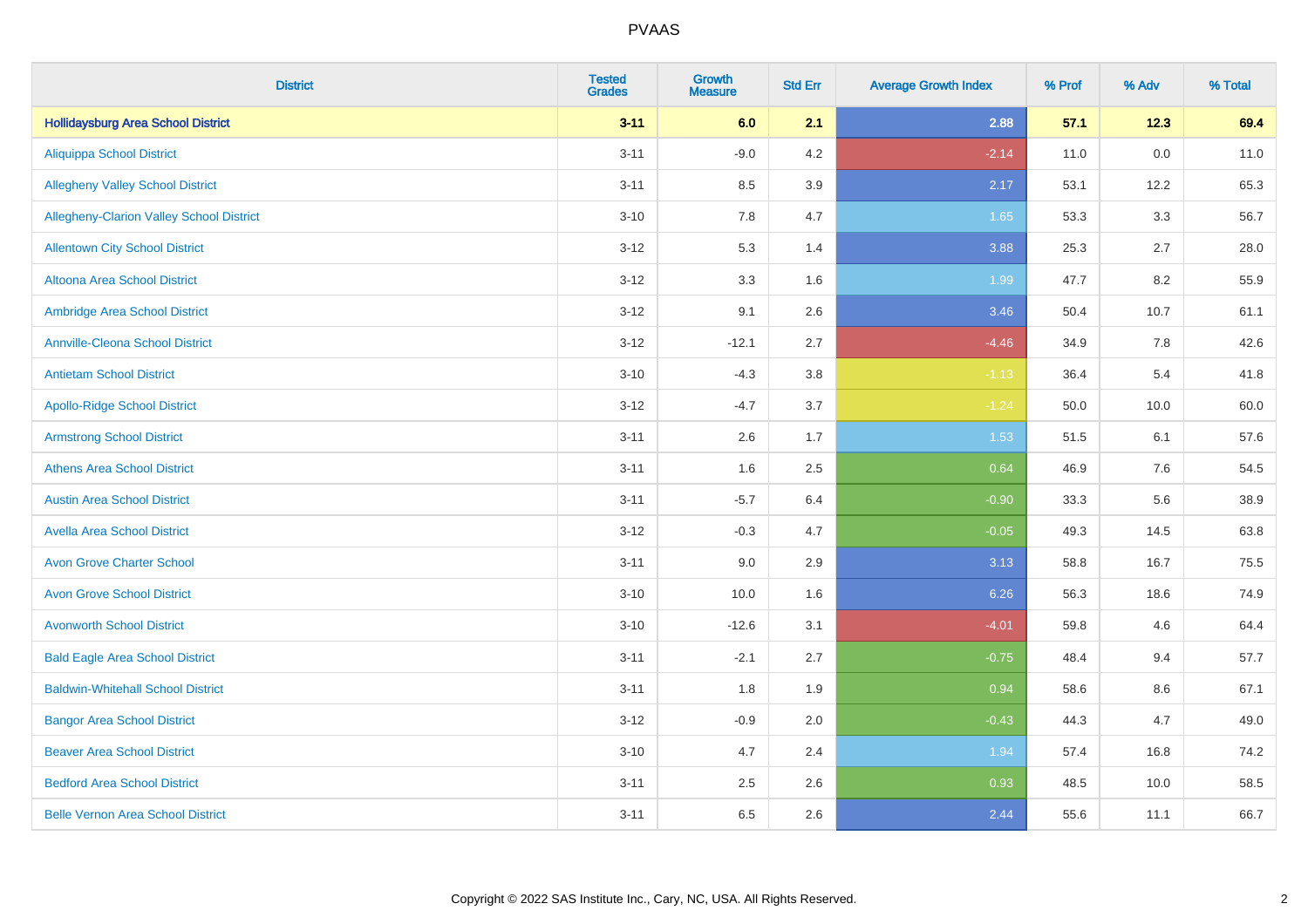# PVAAS

| District | Tested Grades | Growth Measure | Std Err | Average Growth Index | % Prof | % Adv | % Total |
|---|---|---|---|---|---|---|---|
| **Hollidaysburg Area School District** | **3-11** | **6.0** | **2.1** | **2.88** | **57.1** | **12.3** | **69.4** |
| Aliquippa School District | 3-11 | -9.0 | 4.2 | -2.14 | 11.0 | 0.0 | 11.0 |
| Allegheny Valley School District | 3-11 | 8.5 | 3.9 | 2.17 | 53.1 | 12.2 | 65.3 |
| Allegheny-Clarion Valley School District | 3-10 | 7.8 | 4.7 | 1.65 | 53.3 | 3.3 | 56.7 |
| Allentown City School District | 3-12 | 5.3 | 1.4 | 3.88 | 25.3 | 2.7 | 28.0 |
| Altoona Area School District | 3-12 | 3.3 | 1.6 | 1.99 | 47.7 | 8.2 | 55.9 |
| Ambridge Area School District | 3-12 | 9.1 | 2.6 | 3.46 | 50.4 | 10.7 | 61.1 |
| Annville-Cleona School District | 3-12 | -12.1 | 2.7 | -4.46 | 34.9 | 7.8 | 42.6 |
| Antietam School District | 3-10 | -4.3 | 3.8 | -1.13 | 36.4 | 5.4 | 41.8 |
| Apollo-Ridge School District | 3-12 | -4.7 | 3.7 | -1.24 | 50.0 | 10.0 | 60.0 |
| Armstrong School District | 3-11 | 2.6 | 1.7 | 1.53 | 51.5 | 6.1 | 57.6 |
| Athens Area School District | 3-11 | 1.6 | 2.5 | 0.64 | 46.9 | 7.6 | 54.5 |
| Austin Area School District | 3-11 | -5.7 | 6.4 | -0.90 | 33.3 | 5.6 | 38.9 |
| Avella Area School District | 3-12 | -0.3 | 4.7 | -0.05 | 49.3 | 14.5 | 63.8 |
| Avon Grove Charter School | 3-11 | 9.0 | 2.9 | 3.13 | 58.8 | 16.7 | 75.5 |
| Avon Grove School District | 3-10 | 10.0 | 1.6 | 6.26 | 56.3 | 18.6 | 74.9 |
| Avonworth School District | 3-10 | -12.6 | 3.1 | -4.01 | 59.8 | 4.6 | 64.4 |
| Bald Eagle Area School District | 3-11 | -2.1 | 2.7 | -0.75 | 48.4 | 9.4 | 57.7 |
| Baldwin-Whitehall School District | 3-11 | 1.8 | 1.9 | 0.94 | 58.6 | 8.6 | 67.1 |
| Bangor Area School District | 3-12 | -0.9 | 2.0 | -0.43 | 44.3 | 4.7 | 49.0 |
| Beaver Area School District | 3-10 | 4.7 | 2.4 | 1.94 | 57.4 | 16.8 | 74.2 |
| Bedford Area School District | 3-11 | 2.5 | 2.6 | 0.93 | 48.5 | 10.0 | 58.5 |
| Belle Vernon Area School District | 3-11 | 6.5 | 2.6 | 2.44 | 55.6 | 11.1 | 66.7 |

Copyright © 2022 SAS Institute Inc., Cary, NC, USA. All Rights Reserved.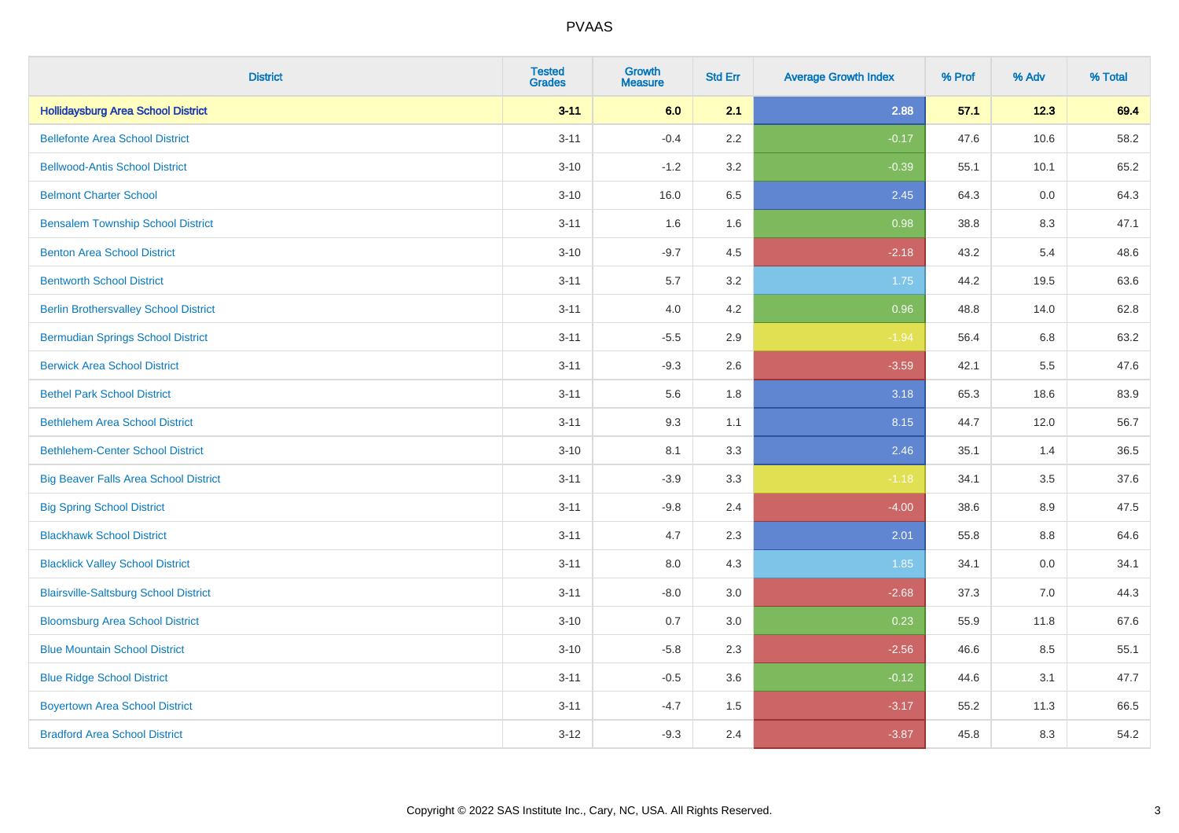PVAAS

| District | Tested Grades | Growth Measure | Std Err | Average Growth Index | % Prof | % Adv | % Total |
|---|---|---|---|---|---|---|---|
| **Hollidaysburg Area School District** | **3-11** | **6.0** | **2.1** | **2.88** | **57.1** | **12.3** | **69.4** |
| Bellefonte Area School District | 3-11 | -0.4 | 2.2 | -0.17 | 47.6 | 10.6 | 58.2 |
| Bellwood-Antis School District | 3-10 | -1.2 | 3.2 | -0.39 | 55.1 | 10.1 | 65.2 |
| Belmont Charter School | 3-10 | 16.0 | 6.5 | 2.45 | 64.3 | 0.0 | 64.3 |
| Bensalem Township School District | 3-11 | 1.6 | 1.6 | 0.98 | 38.8 | 8.3 | 47.1 |
| Benton Area School District | 3-10 | -9.7 | 4.5 | -2.18 | 43.2 | 5.4 | 48.6 |
| Bentworth School District | 3-11 | 5.7 | 3.2 | 1.75 | 44.2 | 19.5 | 63.6 |
| Berlin Brothersvalley School District | 3-11 | 4.0 | 4.2 | 0.96 | 48.8 | 14.0 | 62.8 |
| Bermudian Springs School District | 3-11 | -5.5 | 2.9 | -1.94 | 56.4 | 6.8 | 63.2 |
| Berwick Area School District | 3-11 | -9.3 | 2.6 | -3.59 | 42.1 | 5.5 | 47.6 |
| Bethel Park School District | 3-11 | 5.6 | 1.8 | 3.18 | 65.3 | 18.6 | 83.9 |
| Bethlehem Area School District | 3-11 | 9.3 | 1.1 | 8.15 | 44.7 | 12.0 | 56.7 |
| Bethlehem-Center School District | 3-10 | 8.1 | 3.3 | 2.46 | 35.1 | 1.4 | 36.5 |
| Big Beaver Falls Area School District | 3-11 | -3.9 | 3.3 | -1.18 | 34.1 | 3.5 | 37.6 |
| Big Spring School District | 3-11 | -9.8 | 2.4 | -4.00 | 38.6 | 8.9 | 47.5 |
| Blackhawk School District | 3-11 | 4.7 | 2.3 | 2.01 | 55.8 | 8.8 | 64.6 |
| Blacklick Valley School District | 3-11 | 8.0 | 4.3 | 1.85 | 34.1 | 0.0 | 34.1 |
| Blairsville-Saltsburg School District | 3-11 | -8.0 | 3.0 | -2.68 | 37.3 | 7.0 | 44.3 |
| Bloomsburg Area School District | 3-10 | 0.7 | 3.0 | 0.23 | 55.9 | 11.8 | 67.6 |
| Blue Mountain School District | 3-10 | -5.8 | 2.3 | -2.56 | 46.6 | 8.5 | 55.1 |
| Blue Ridge School District | 3-11 | -0.5 | 3.6 | -0.12 | 44.6 | 3.1 | 47.7 |
| Boyertown Area School District | 3-11 | -4.7 | 1.5 | -3.17 | 55.2 | 11.3 | 66.5 |
| Bradford Area School District | 3-12 | -9.3 | 2.4 | -3.87 | 45.8 | 8.3 | 54.2 |

Copyright © 2022 SAS Institute Inc., Cary, NC, USA. All Rights Reserved.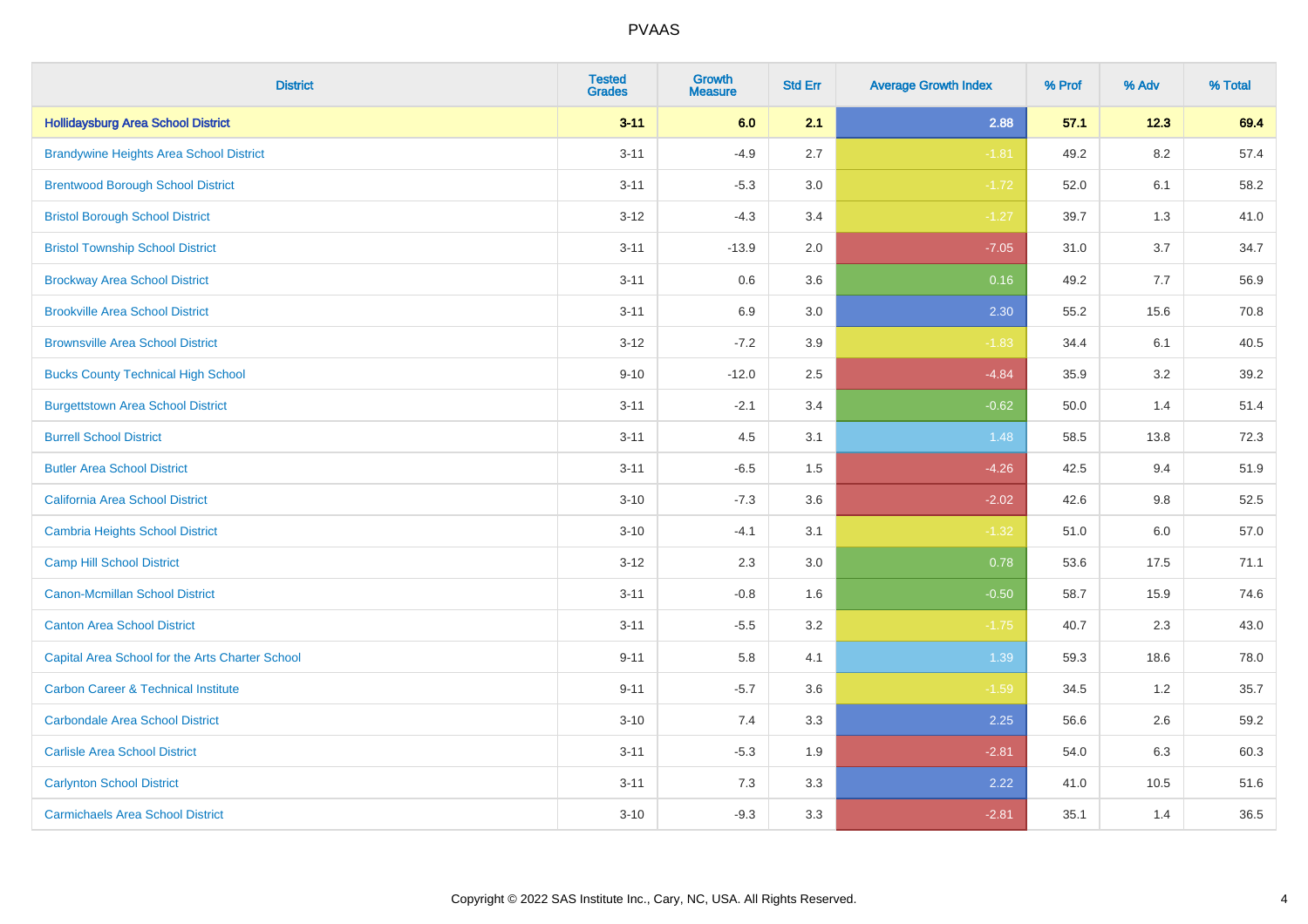# PVAAS

| District | Tested Grades | Growth Measure | Std Err | Average Growth Index | % Prof | % Adv | % Total |
|---|---|---|---|---|---|---|---|
| **Hollidaysburg Area School District** | **3-11** | **6.0** | **2.1** | **2.88** | **57.1** | **12.3** | **69.4** |
| Brandywine Heights Area School District | 3-11 | -4.9 | 2.7 | -1.81 | 49.2 | 8.2 | 57.4 |
| Brentwood Borough School District | 3-11 | -5.3 | 3.0 | -1.72 | 52.0 | 6.1 | 58.2 |
| Bristol Borough School District | 3-12 | -4.3 | 3.4 | -1.27 | 39.7 | 1.3 | 41.0 |
| Bristol Township School District | 3-11 | -13.9 | 2.0 | -7.05 | 31.0 | 3.7 | 34.7 |
| Brockway Area School District | 3-11 | 0.6 | 3.6 | 0.16 | 49.2 | 7.7 | 56.9 |
| Brookville Area School District | 3-11 | 6.9 | 3.0 | 2.30 | 55.2 | 15.6 | 70.8 |
| Brownsville Area School District | 3-12 | -7.2 | 3.9 | -1.83 | 34.4 | 6.1 | 40.5 |
| Bucks County Technical High School | 9-10 | -12.0 | 2.5 | -4.84 | 35.9 | 3.2 | 39.2 |
| Burgettstown Area School District | 3-11 | -2.1 | 3.4 | -0.62 | 50.0 | 1.4 | 51.4 |
| Burrell School District | 3-11 | 4.5 | 3.1 | 1.48 | 58.5 | 13.8 | 72.3 |
| Butler Area School District | 3-11 | -6.5 | 1.5 | -4.26 | 42.5 | 9.4 | 51.9 |
| California Area School District | 3-10 | -7.3 | 3.6 | -2.02 | 42.6 | 9.8 | 52.5 |
| Cambria Heights School District | 3-10 | -4.1 | 3.1 | -1.32 | 51.0 | 6.0 | 57.0 |
| Camp Hill School District | 3-12 | 2.3 | 3.0 | 0.78 | 53.6 | 17.5 | 71.1 |
| Canon-Mcmillan School District | 3-11 | -0.8 | 1.6 | -0.50 | 58.7 | 15.9 | 74.6 |
| Canton Area School District | 3-11 | -5.5 | 3.2 | -1.75 | 40.7 | 2.3 | 43.0 |
| Capital Area School for the Arts Charter School | 9-11 | 5.8 | 4.1 | 1.39 | 59.3 | 18.6 | 78.0 |
| Carbon Career & Technical Institute | 9-11 | -5.7 | 3.6 | -1.59 | 34.5 | 1.2 | 35.7 |
| Carbondale Area School District | 3-10 | 7.4 | 3.3 | 2.25 | 56.6 | 2.6 | 59.2 |
| Carlisle Area School District | 3-11 | -5.3 | 1.9 | -2.81 | 54.0 | 6.3 | 60.3 |
| Carlynton School District | 3-11 | 7.3 | 3.3 | 2.22 | 41.0 | 10.5 | 51.6 |
| Carmichaels Area School District | 3-10 | -9.3 | 3.3 | -2.81 | 35.1 | 1.4 | 36.5 |

Copyright © 2022 SAS Institute Inc., Cary, NC, USA. All Rights Reserved.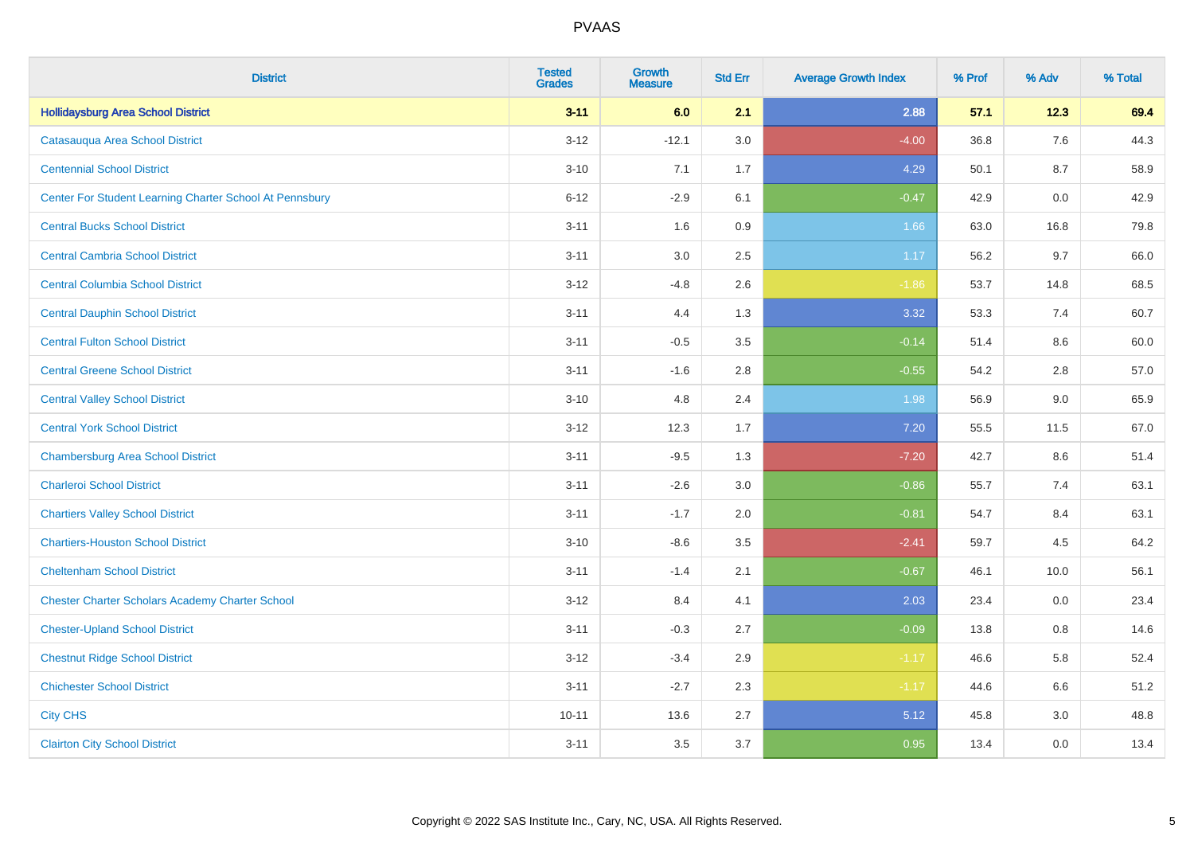# PVAAS

| District | Tested Grades | Growth Measure | Std Err | Average Growth Index | % Prof | % Adv | % Total |
|---|---|---|---|---|---|---|---|
| **Hollidaysburg Area School District** | **3-11** | **6.0** | **2.1** | **2.88** | **57.1** | **12.3** | **69.4** |
| Catasauqua Area School District | 3-12 | -12.1 | 3.0 | -4.00 | 36.8 | 7.6 | 44.3 |
| Centennial School District | 3-10 | 7.1 | 1.7 | 4.29 | 50.1 | 8.7 | 58.9 |
| Center For Student Learning Charter School At Pennsbury | 6-12 | -2.9 | 6.1 | -0.47 | 42.9 | 0.0 | 42.9 |
| Central Bucks School District | 3-11 | 1.6 | 0.9 | 1.66 | 63.0 | 16.8 | 79.8 |
| Central Cambria School District | 3-11 | 3.0 | 2.5 | 1.17 | 56.2 | 9.7 | 66.0 |
| Central Columbia School District | 3-12 | -4.8 | 2.6 | -1.86 | 53.7 | 14.8 | 68.5 |
| Central Dauphin School District | 3-11 | 4.4 | 1.3 | 3.32 | 53.3 | 7.4 | 60.7 |
| Central Fulton School District | 3-11 | -0.5 | 3.5 | -0.14 | 51.4 | 8.6 | 60.0 |
| Central Greene School District | 3-11 | -1.6 | 2.8 | -0.55 | 54.2 | 2.8 | 57.0 |
| Central Valley School District | 3-10 | 4.8 | 2.4 | 1.98 | 56.9 | 9.0 | 65.9 |
| Central York School District | 3-12 | 12.3 | 1.7 | 7.20 | 55.5 | 11.5 | 67.0 |
| Chambersburg Area School District | 3-11 | -9.5 | 1.3 | -7.20 | 42.7 | 8.6 | 51.4 |
| Charleroi School District | 3-11 | -2.6 | 3.0 | -0.86 | 55.7 | 7.4 | 63.1 |
| Chartiers Valley School District | 3-11 | -1.7 | 2.0 | -0.81 | 54.7 | 8.4 | 63.1 |
| Chartiers-Houston School District | 3-10 | -8.6 | 3.5 | -2.41 | 59.7 | 4.5 | 64.2 |
| Cheltenham School District | 3-11 | -1.4 | 2.1 | -0.67 | 46.1 | 10.0 | 56.1 |
| Chester Charter Scholars Academy Charter School | 3-12 | 8.4 | 4.1 | 2.03 | 23.4 | 0.0 | 23.4 |
| Chester-Upland School District | 3-11 | -0.3 | 2.7 | -0.09 | 13.8 | 0.8 | 14.6 |
| Chestnut Ridge School District | 3-12 | -3.4 | 2.9 | -1.17 | 46.6 | 5.8 | 52.4 |
| Chichester School District | 3-11 | -2.7 | 2.3 | -1.17 | 44.6 | 6.6 | 51.2 |
| City CHS | 10-11 | 13.6 | 2.7 | 5.12 | 45.8 | 3.0 | 48.8 |
| Clairton City School District | 3-11 | 3.5 | 3.7 | 0.95 | 13.4 | 0.0 | 13.4 |

Copyright © 2022 SAS Institute Inc., Cary, NC, USA. All Rights Reserved.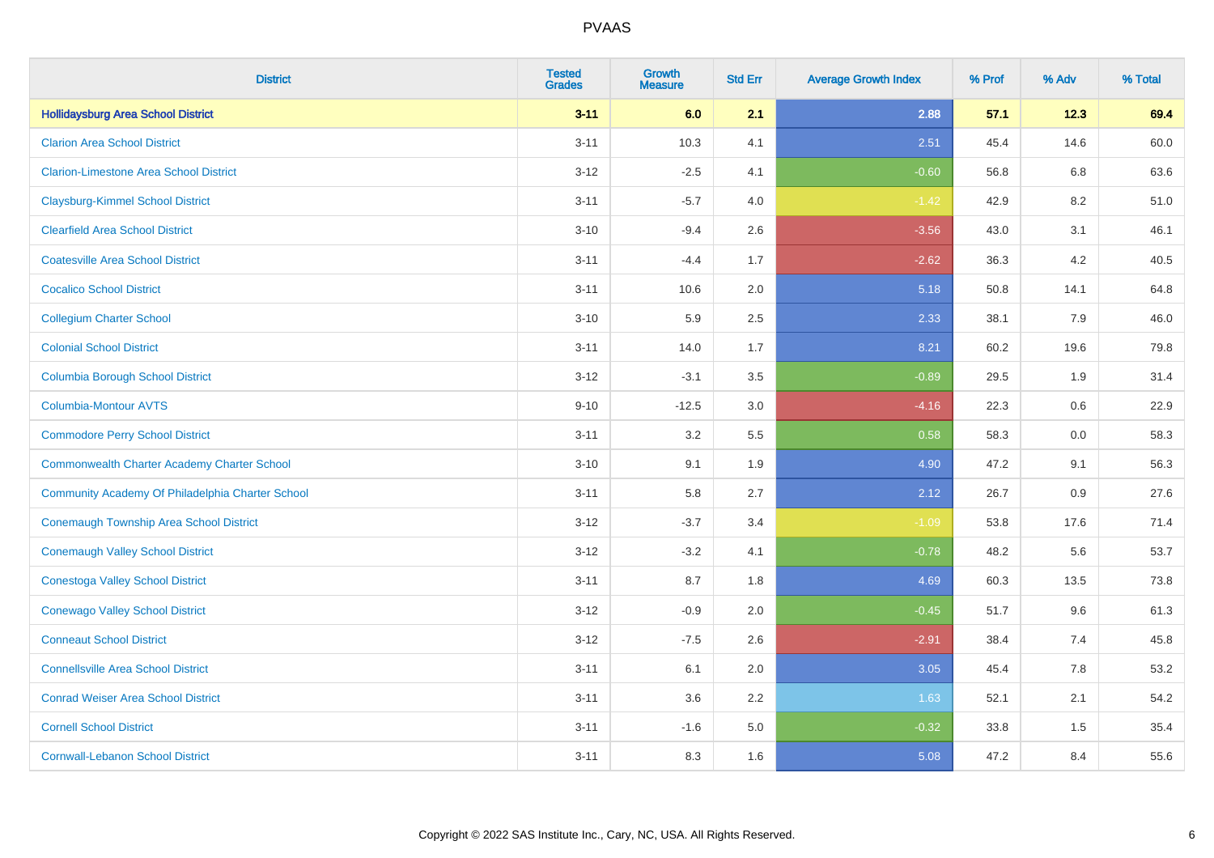| District | Tested Grades | Growth Measure | Std Err | Average Growth Index | % Prof | % Adv | % Total |
|---|---|---|---|---|---|---|---|
| **Hollidaysburg Area School District** | **3-11** | **6.0** | **2.1** | **2.88** | **57.1** | **12.3** | **69.4** |
| Clarion Area School District | 3-11 | 10.3 | 4.1 | 2.51 | 45.4 | 14.6 | 60.0 |
| Clarion-Limestone Area School District | 3-12 | -2.5 | 4.1 | -0.60 | 56.8 | 6.8 | 63.6 |
| Claysburg-Kimmel School District | 3-11 | -5.7 | 4.0 | -1.42 | 42.9 | 8.2 | 51.0 |
| Clearfield Area School District | 3-10 | -9.4 | 2.6 | -3.56 | 43.0 | 3.1 | 46.1 |
| Coatesville Area School District | 3-11 | -4.4 | 1.7 | -2.62 | 36.3 | 4.2 | 40.5 |
| Cocalico School District | 3-11 | 10.6 | 2.0 | 5.18 | 50.8 | 14.1 | 64.8 |
| Collegium Charter School | 3-10 | 5.9 | 2.5 | 2.33 | 38.1 | 7.9 | 46.0 |
| Colonial School District | 3-11 | 14.0 | 1.7 | 8.21 | 60.2 | 19.6 | 79.8 |
| Columbia Borough School District | 3-12 | -3.1 | 3.5 | -0.89 | 29.5 | 1.9 | 31.4 |
| Columbia-Montour AVTS | 9-10 | -12.5 | 3.0 | -4.16 | 22.3 | 0.6 | 22.9 |
| Commodore Perry School District | 3-11 | 3.2 | 5.5 | 0.58 | 58.3 | 0.0 | 58.3 |
| Commonwealth Charter Academy Charter School | 3-10 | 9.1 | 1.9 | 4.90 | 47.2 | 9.1 | 56.3 |
| Community Academy Of Philadelphia Charter School | 3-11 | 5.8 | 2.7 | 2.12 | 26.7 | 0.9 | 27.6 |
| Conemaugh Township Area School District | 3-12 | -3.7 | 3.4 | -1.09 | 53.8 | 17.6 | 71.4 |
| Conemaugh Valley School District | 3-12 | -3.2 | 4.1 | -0.78 | 48.2 | 5.6 | 53.7 |
| Conestoga Valley School District | 3-11 | 8.7 | 1.8 | 4.69 | 60.3 | 13.5 | 73.8 |
| Conewago Valley School District | 3-12 | -0.9 | 2.0 | -0.45 | 51.7 | 9.6 | 61.3 |
| Conneaut School District | 3-12 | -7.5 | 2.6 | -2.91 | 38.4 | 7.4 | 45.8 |
| Connellsville Area School District | 3-11 | 6.1 | 2.0 | 3.05 | 45.4 | 7.8 | 53.2 |
| Conrad Weiser Area School District | 3-11 | 3.6 | 2.2 | 1.63 | 52.1 | 2.1 | 54.2 |
| Cornell School District | 3-11 | -1.6 | 5.0 | -0.32 | 33.8 | 1.5 | 35.4 |
| Cornwall-Lebanon School District | 3-11 | 8.3 | 1.6 | 5.08 | 47.2 | 8.4 | 55.6 |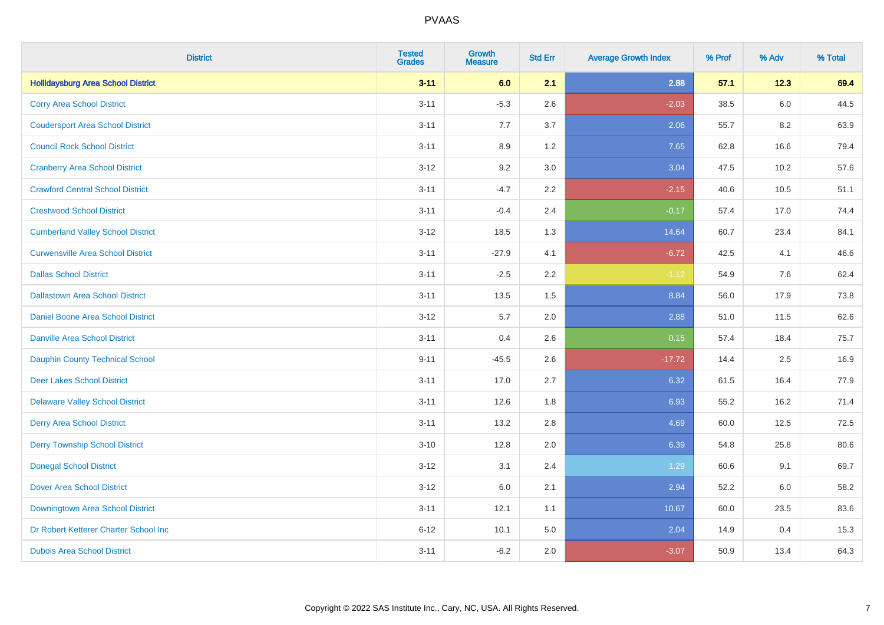# PVAAS

| District | Tested Grades | Growth Measure | Std Err | Average Growth Index | % Prof | % Adv | % Total |
|---|---|---|---|---|---|---|---|
| **Hollidaysburg Area School District** | **3-11** | **6.0** | **2.1** | **2.88** | **57.1** | **12.3** | **69.4** |
| Corry Area School District | 3-11 | -5.3 | 2.6 | -2.03 | 38.5 | 6.0 | 44.5 |
| Coudersport Area School District | 3-11 | 7.7 | 3.7 | 2.06 | 55.7 | 8.2 | 63.9 |
| Council Rock School District | 3-11 | 8.9 | 1.2 | 7.65 | 62.8 | 16.6 | 79.4 |
| Cranberry Area School District | 3-12 | 9.2 | 3.0 | 3.04 | 47.5 | 10.2 | 57.6 |
| Crawford Central School District | 3-11 | -4.7 | 2.2 | -2.15 | 40.6 | 10.5 | 51.1 |
| Crestwood School District | 3-11 | -0.4 | 2.4 | -0.17 | 57.4 | 17.0 | 74.4 |
| Cumberland Valley School District | 3-12 | 18.5 | 1.3 | 14.64 | 60.7 | 23.4 | 84.1 |
| Curwensville Area School District | 3-11 | -27.9 | 4.1 | -6.72 | 42.5 | 4.1 | 46.6 |
| Dallas School District | 3-11 | -2.5 | 2.2 | -1.12 | 54.9 | 7.6 | 62.4 |
| Dallastown Area School District | 3-11 | 13.5 | 1.5 | 8.84 | 56.0 | 17.9 | 73.8 |
| Daniel Boone Area School District | 3-12 | 5.7 | 2.0 | 2.88 | 51.0 | 11.5 | 62.6 |
| Danville Area School District | 3-11 | 0.4 | 2.6 | 0.15 | 57.4 | 18.4 | 75.7 |
| Dauphin County Technical School | 9-11 | -45.5 | 2.6 | -17.72 | 14.4 | 2.5 | 16.9 |
| Deer Lakes School District | 3-11 | 17.0 | 2.7 | 6.32 | 61.5 | 16.4 | 77.9 |
| Delaware Valley School District | 3-11 | 12.6 | 1.8 | 6.93 | 55.2 | 16.2 | 71.4 |
| Derry Area School District | 3-11 | 13.2 | 2.8 | 4.69 | 60.0 | 12.5 | 72.5 |
| Derry Township School District | 3-10 | 12.8 | 2.0 | 6.39 | 54.8 | 25.8 | 80.6 |
| Donegal School District | 3-12 | 3.1 | 2.4 | 1.29 | 60.6 | 9.1 | 69.7 |
| Dover Area School District | 3-12 | 6.0 | 2.1 | 2.94 | 52.2 | 6.0 | 58.2 |
| Downingtown Area School District | 3-11 | 12.1 | 1.1 | 10.67 | 60.0 | 23.5 | 83.6 |
| Dr Robert Ketterer Charter School Inc | 6-12 | 10.1 | 5.0 | 2.04 | 14.9 | 0.4 | 15.3 |
| Dubois Area School District | 3-11 | -6.2 | 2.0 | -3.07 | 50.9 | 13.4 | 64.3 |

Copyright © 2022 SAS Institute Inc., Cary, NC, USA. All Rights Reserved.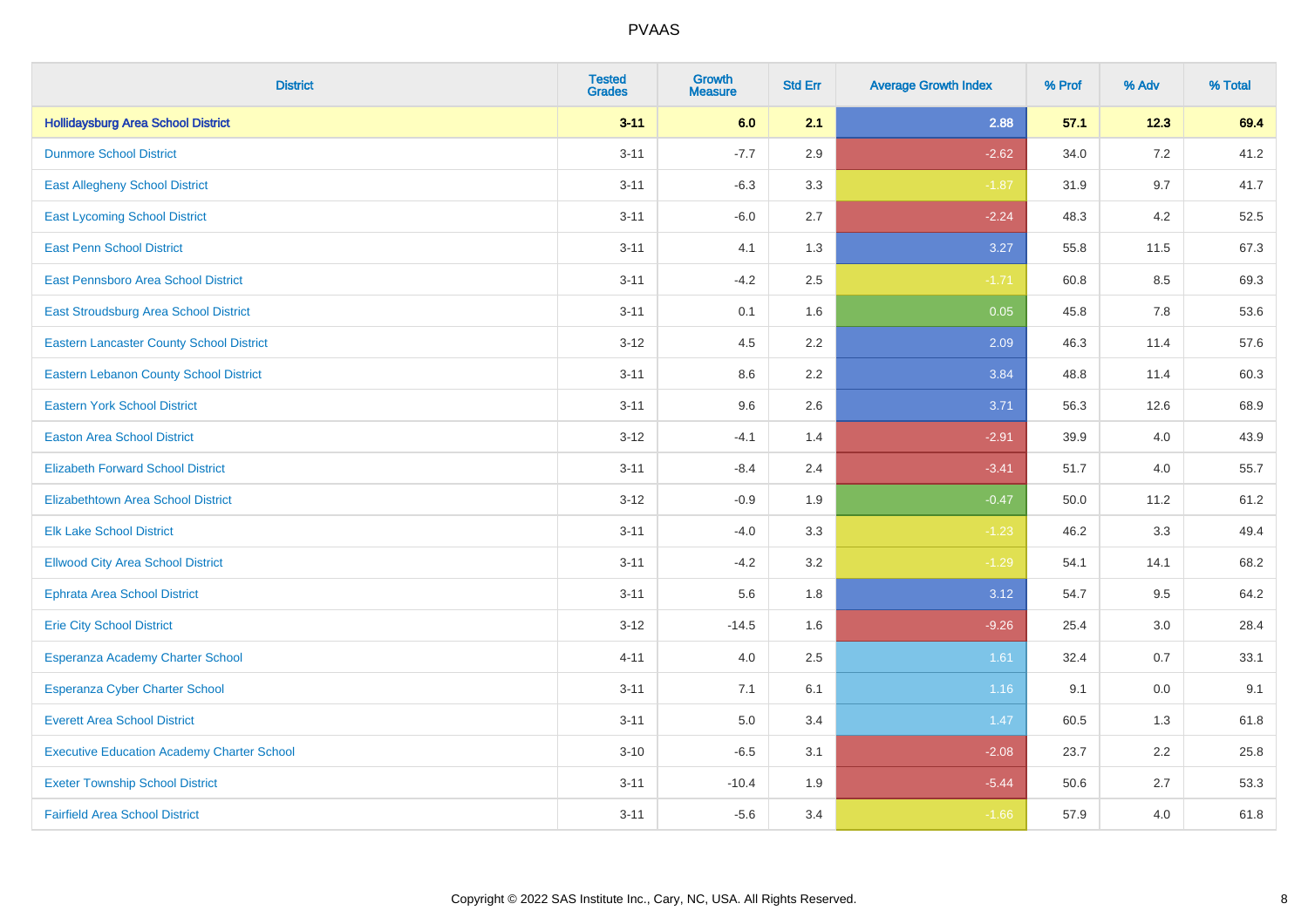# PVAAS

| District | Tested Grades | Growth Measure | Std Err | Average Growth Index | % Prof | % Adv | % Total |
|---|---|---|---|---|---|---|---|
| **Hollidaysburg Area School District** | **3-11** | **6.0** | **2.1** | **2.88** | **57.1** | **12.3** | **69.4** |
| Dunmore School District | 3-11 | -7.7 | 2.9 | -2.62 | 34.0 | 7.2 | 41.2 |
| East Allegheny School District | 3-11 | -6.3 | 3.3 | -1.87 | 31.9 | 9.7 | 41.7 |
| East Lycoming School District | 3-11 | -6.0 | 2.7 | -2.24 | 48.3 | 4.2 | 52.5 |
| East Penn School District | 3-11 | 4.1 | 1.3 | 3.27 | 55.8 | 11.5 | 67.3 |
| East Pennsboro Area School District | 3-11 | -4.2 | 2.5 | -1.71 | 60.8 | 8.5 | 69.3 |
| East Stroudsburg Area School District | 3-11 | 0.1 | 1.6 | 0.05 | 45.8 | 7.8 | 53.6 |
| Eastern Lancaster County School District | 3-12 | 4.5 | 2.2 | 2.09 | 46.3 | 11.4 | 57.6 |
| Eastern Lebanon County School District | 3-11 | 8.6 | 2.2 | 3.84 | 48.8 | 11.4 | 60.3 |
| Eastern York School District | 3-11 | 9.6 | 2.6 | 3.71 | 56.3 | 12.6 | 68.9 |
| Easton Area School District | 3-12 | -4.1 | 1.4 | -2.91 | 39.9 | 4.0 | 43.9 |
| Elizabeth Forward School District | 3-11 | -8.4 | 2.4 | -3.41 | 51.7 | 4.0 | 55.7 |
| Elizabethtown Area School District | 3-12 | -0.9 | 1.9 | -0.47 | 50.0 | 11.2 | 61.2 |
| Elk Lake School District | 3-11 | -4.0 | 3.3 | -1.23 | 46.2 | 3.3 | 49.4 |
| Ellwood City Area School District | 3-11 | -4.2 | 3.2 | -1.29 | 54.1 | 14.1 | 68.2 |
| Ephrata Area School District | 3-11 | 5.6 | 1.8 | 3.12 | 54.7 | 9.5 | 64.2 |
| Erie City School District | 3-12 | -14.5 | 1.6 | -9.26 | 25.4 | 3.0 | 28.4 |
| Esperanza Academy Charter School | 4-11 | 4.0 | 2.5 | 1.61 | 32.4 | 0.7 | 33.1 |
| Esperanza Cyber Charter School | 3-11 | 7.1 | 6.1 | 1.16 | 9.1 | 0.0 | 9.1 |
| Everett Area School District | 3-11 | 5.0 | 3.4 | 1.47 | 60.5 | 1.3 | 61.8 |
| Executive Education Academy Charter School | 3-10 | -6.5 | 3.1 | -2.08 | 23.7 | 2.2 | 25.8 |
| Exeter Township School District | 3-11 | -10.4 | 1.9 | -5.44 | 50.6 | 2.7 | 53.3 |
| Fairfield Area School District | 3-11 | -5.6 | 3.4 | -1.66 | 57.9 | 4.0 | 61.8 |

Copyright © 2022 SAS Institute Inc., Cary, NC, USA. All Rights Reserved.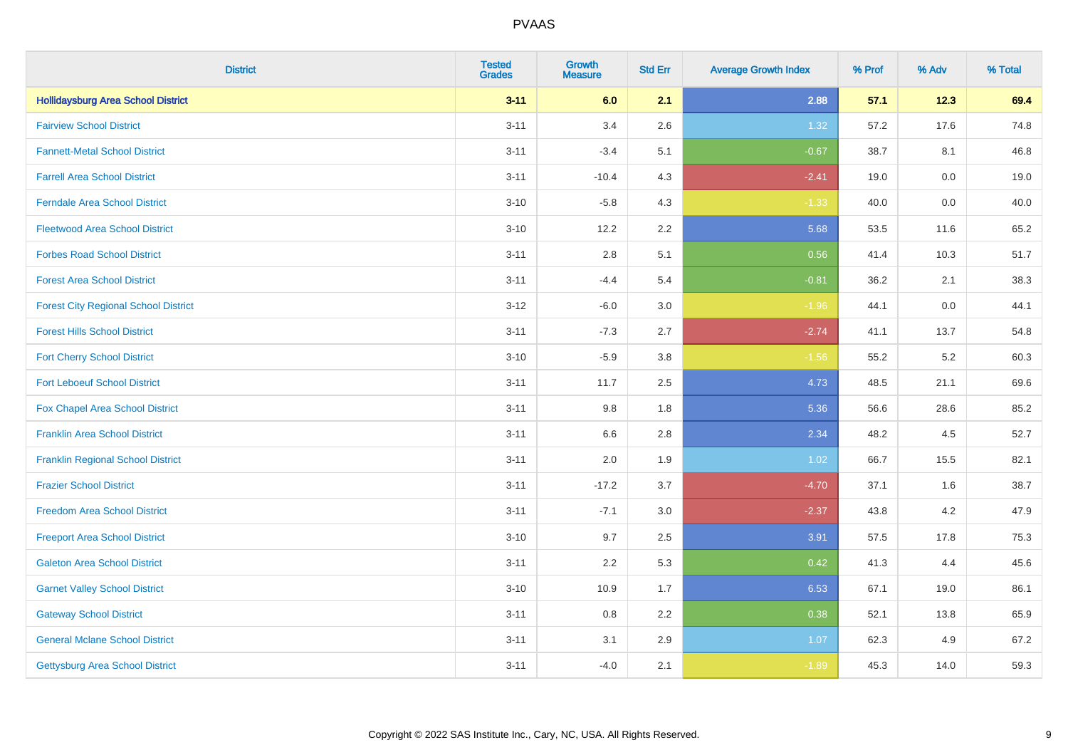# PVAAS

| District | Tested Grades | Growth Measure | Std Err | Average Growth Index | % Prof | % Adv | % Total |
|---|---|---|---|---|---|---|---|
| **Hollidaysburg Area School District** | **3-11** | **6.0** | **2.1** | **2.88** | **57.1** | **12.3** | **69.4** |
| Fairview School District | 3-11 | 3.4 | 2.6 | 1.32 | 57.2 | 17.6 | 74.8 |
| Fannett-Metal School District | 3-11 | -3.4 | 5.1 | -0.67 | 38.7 | 8.1 | 46.8 |
| Farrell Area School District | 3-11 | -10.4 | 4.3 | -2.41 | 19.0 | 0.0 | 19.0 |
| Ferndale Area School District | 3-10 | -5.8 | 4.3 | -1.33 | 40.0 | 0.0 | 40.0 |
| Fleetwood Area School District | 3-10 | 12.2 | 2.2 | 5.68 | 53.5 | 11.6 | 65.2 |
| Forbes Road School District | 3-11 | 2.8 | 5.1 | 0.56 | 41.4 | 10.3 | 51.7 |
| Forest Area School District | 3-11 | -4.4 | 5.4 | -0.81 | 36.2 | 2.1 | 38.3 |
| Forest City Regional School District | 3-12 | -6.0 | 3.0 | -1.96 | 44.1 | 0.0 | 44.1 |
| Forest Hills School District | 3-11 | -7.3 | 2.7 | -2.74 | 41.1 | 13.7 | 54.8 |
| Fort Cherry School District | 3-10 | -5.9 | 3.8 | -1.56 | 55.2 | 5.2 | 60.3 |
| Fort Leboeuf School District | 3-11 | 11.7 | 2.5 | 4.73 | 48.5 | 21.1 | 69.6 |
| Fox Chapel Area School District | 3-11 | 9.8 | 1.8 | 5.36 | 56.6 | 28.6 | 85.2 |
| Franklin Area School District | 3-11 | 6.6 | 2.8 | 2.34 | 48.2 | 4.5 | 52.7 |
| Franklin Regional School District | 3-11 | 2.0 | 1.9 | 1.02 | 66.7 | 15.5 | 82.1 |
| Frazier School District | 3-11 | -17.2 | 3.7 | -4.70 | 37.1 | 1.6 | 38.7 |
| Freedom Area School District | 3-11 | -7.1 | 3.0 | -2.37 | 43.8 | 4.2 | 47.9 |
| Freeport Area School District | 3-10 | 9.7 | 2.5 | 3.91 | 57.5 | 17.8 | 75.3 |
| Galeton Area School District | 3-11 | 2.2 | 5.3 | 0.42 | 41.3 | 4.4 | 45.6 |
| Garnet Valley School District | 3-10 | 10.9 | 1.7 | 6.53 | 67.1 | 19.0 | 86.1 |
| Gateway School District | 3-11 | 0.8 | 2.2 | 0.38 | 52.1 | 13.8 | 65.9 |
| General Mclane School District | 3-11 | 3.1 | 2.9 | 1.07 | 62.3 | 4.9 | 67.2 |
| Gettysburg Area School District | 3-11 | -4.0 | 2.1 | -1.89 | 45.3 | 14.0 | 59.3 |

Copyright © 2022 SAS Institute Inc., Cary, NC, USA. All Rights Reserved.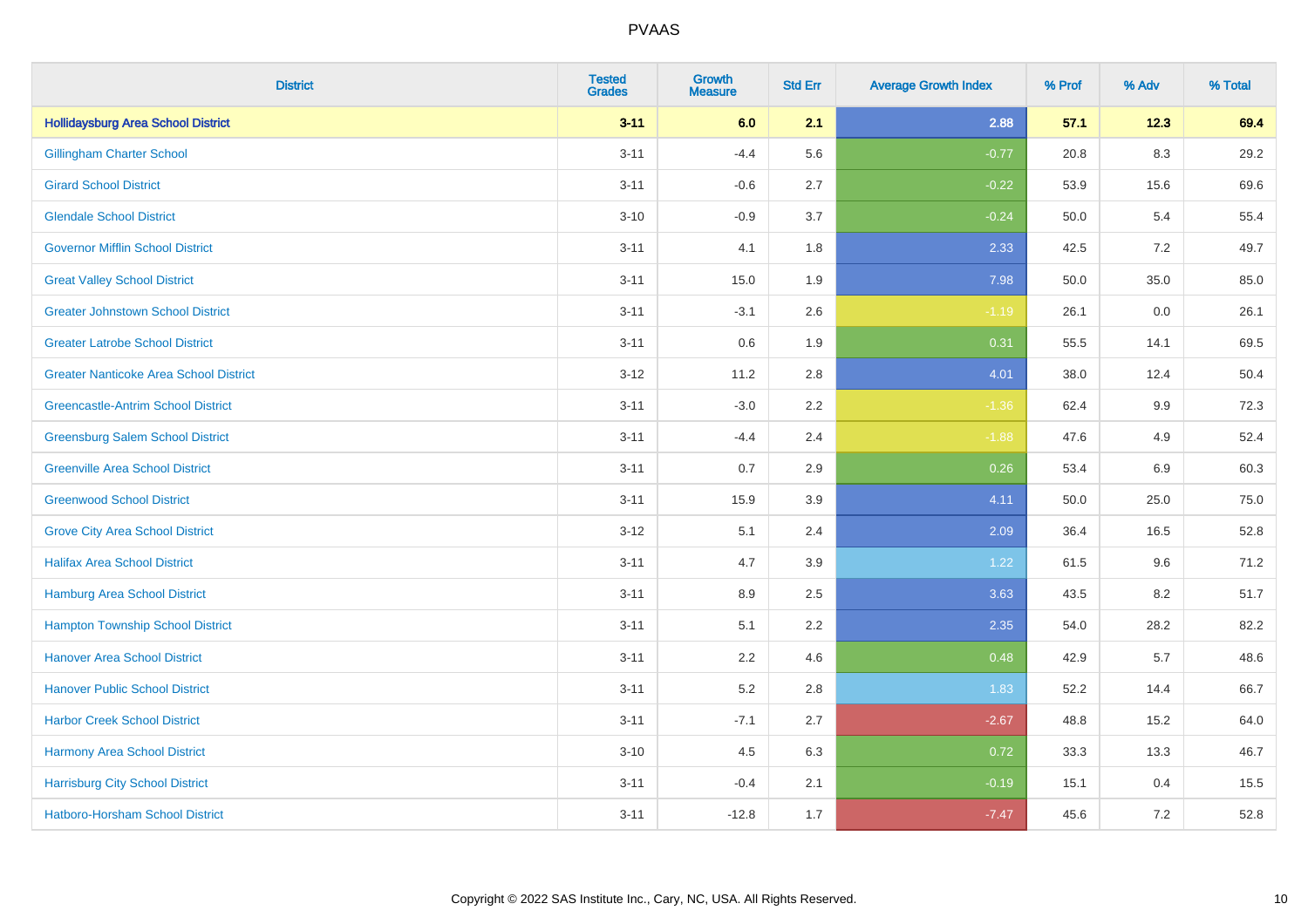# PVAAS

| District | Tested Grades | Growth Measure | Std Err | Average Growth Index | % Prof | % Adv | % Total |
|---|---|---|---|---|---|---|---|
| **Hollidaysburg Area School District** | **3-11** | **6.0** | **2.1** | **2.88** | **57.1** | **12.3** | **69.4** |
| Gillingham Charter School | 3-11 | -4.4 | 5.6 | -0.77 | 20.8 | 8.3 | 29.2 |
| Girard School District | 3-11 | -0.6 | 2.7 | -0.22 | 53.9 | 15.6 | 69.6 |
| Glendale School District | 3-10 | -0.9 | 3.7 | -0.24 | 50.0 | 5.4 | 55.4 |
| Governor Mifflin School District | 3-11 | 4.1 | 1.8 | 2.33 | 42.5 | 7.2 | 49.7 |
| Great Valley School District | 3-11 | 15.0 | 1.9 | 7.98 | 50.0 | 35.0 | 85.0 |
| Greater Johnstown School District | 3-11 | -3.1 | 2.6 | -1.19 | 26.1 | 0.0 | 26.1 |
| Greater Latrobe School District | 3-11 | 0.6 | 1.9 | 0.31 | 55.5 | 14.1 | 69.5 |
| Greater Nanticoke Area School District | 3-12 | 11.2 | 2.8 | 4.01 | 38.0 | 12.4 | 50.4 |
| Greencastle-Antrim School District | 3-11 | -3.0 | 2.2 | -1.36 | 62.4 | 9.9 | 72.3 |
| Greensburg Salem School District | 3-11 | -4.4 | 2.4 | -1.88 | 47.6 | 4.9 | 52.4 |
| Greenville Area School District | 3-11 | 0.7 | 2.9 | 0.26 | 53.4 | 6.9 | 60.3 |
| Greenwood School District | 3-11 | 15.9 | 3.9 | 4.11 | 50.0 | 25.0 | 75.0 |
| Grove City Area School District | 3-12 | 5.1 | 2.4 | 2.09 | 36.4 | 16.5 | 52.8 |
| Halifax Area School District | 3-11 | 4.7 | 3.9 | 1.22 | 61.5 | 9.6 | 71.2 |
| Hamburg Area School District | 3-11 | 8.9 | 2.5 | 3.63 | 43.5 | 8.2 | 51.7 |
| Hampton Township School District | 3-11 | 5.1 | 2.2 | 2.35 | 54.0 | 28.2 | 82.2 |
| Hanover Area School District | 3-11 | 2.2 | 4.6 | 0.48 | 42.9 | 5.7 | 48.6 |
| Hanover Public School District | 3-11 | 5.2 | 2.8 | 1.83 | 52.2 | 14.4 | 66.7 |
| Harbor Creek School District | 3-11 | -7.1 | 2.7 | -2.67 | 48.8 | 15.2 | 64.0 |
| Harmony Area School District | 3-10 | 4.5 | 6.3 | 0.72 | 33.3 | 13.3 | 46.7 |
| Harrisburg City School District | 3-11 | -0.4 | 2.1 | -0.19 | 15.1 | 0.4 | 15.5 |
| Hatboro-Horsham School District | 3-11 | -12.8 | 1.7 | -7.47 | 45.6 | 7.2 | 52.8 |

Copyright © 2022 SAS Institute Inc., Cary, NC, USA. All Rights Reserved.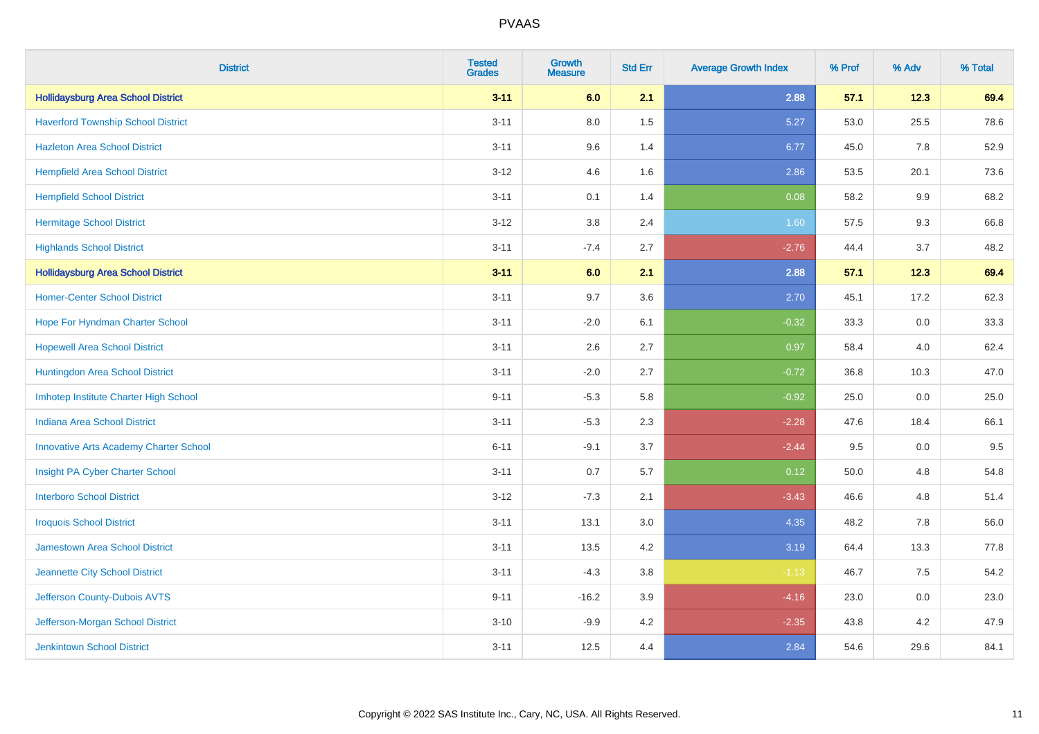# PVAAS

| District | Tested Grades | Growth Measure | Std Err | Average Growth Index | % Prof | % Adv | % Total |
|---|---|---|---|---|---|---|---|
| **Hollidaysburg Area School District** | **3-11** | **6.0** | **2.1** | **2.88** | **57.1** | **12.3** | **69.4** |
| Haverford Township School District | 3-11 | 8.0 | 1.5 | 5.27 | 53.0 | 25.5 | 78.6 |
| Hazleton Area School District | 3-11 | 9.6 | 1.4 | 6.77 | 45.0 | 7.8 | 52.9 |
| Hempfield Area School District | 3-12 | 4.6 | 1.6 | 2.86 | 53.5 | 20.1 | 73.6 |
| Hempfield School District | 3-11 | 0.1 | 1.4 | 0.08 | 58.2 | 9.9 | 68.2 |
| Hermitage School District | 3-12 | 3.8 | 2.4 | 1.60 | 57.5 | 9.3 | 66.8 |
| Highlands School District | 3-11 | -7.4 | 2.7 | -2.76 | 44.4 | 3.7 | 48.2 |
| **Hollidaysburg Area School District** | **3-11** | **6.0** | **2.1** | **2.88** | **57.1** | **12.3** | **69.4** |
| Homer-Center School District | 3-11 | 9.7 | 3.6 | 2.70 | 45.1 | 17.2 | 62.3 |
| Hope For Hyndman Charter School | 3-11 | -2.0 | 6.1 | -0.32 | 33.3 | 0.0 | 33.3 |
| Hopewell Area School District | 3-11 | 2.6 | 2.7 | 0.97 | 58.4 | 4.0 | 62.4 |
| Huntingdon Area School District | 3-11 | -2.0 | 2.7 | -0.72 | 36.8 | 10.3 | 47.0 |
| Imhotep Institute Charter High School | 9-11 | -5.3 | 5.8 | -0.92 | 25.0 | 0.0 | 25.0 |
| Indiana Area School District | 3-11 | -5.3 | 2.3 | -2.28 | 47.6 | 18.4 | 66.1 |
| Innovative Arts Academy Charter School | 6-11 | -9.1 | 3.7 | -2.44 | 9.5 | 0.0 | 9.5 |
| Insight PA Cyber Charter School | 3-11 | 0.7 | 5.7 | 0.12 | 50.0 | 4.8 | 54.8 |
| Interboro School District | 3-12 | -7.3 | 2.1 | -3.43 | 46.6 | 4.8 | 51.4 |
| Iroquois School District | 3-11 | 13.1 | 3.0 | 4.35 | 48.2 | 7.8 | 56.0 |
| Jamestown Area School District | 3-11 | 13.5 | 4.2 | 3.19 | 64.4 | 13.3 | 77.8 |
| Jeannette City School District | 3-11 | -4.3 | 3.8 | -1.13 | 46.7 | 7.5 | 54.2 |
| Jefferson County-Dubois AVTS | 9-11 | -16.2 | 3.9 | -4.16 | 23.0 | 0.0 | 23.0 |
| Jefferson-Morgan School District | 3-10 | -9.9 | 4.2 | -2.35 | 43.8 | 4.2 | 47.9 |
| Jenkintown School District | 3-11 | 12.5 | 4.4 | 2.84 | 54.6 | 29.6 | 84.1 |

Copyright © 2022 SAS Institute Inc., Cary, NC, USA. All Rights Reserved.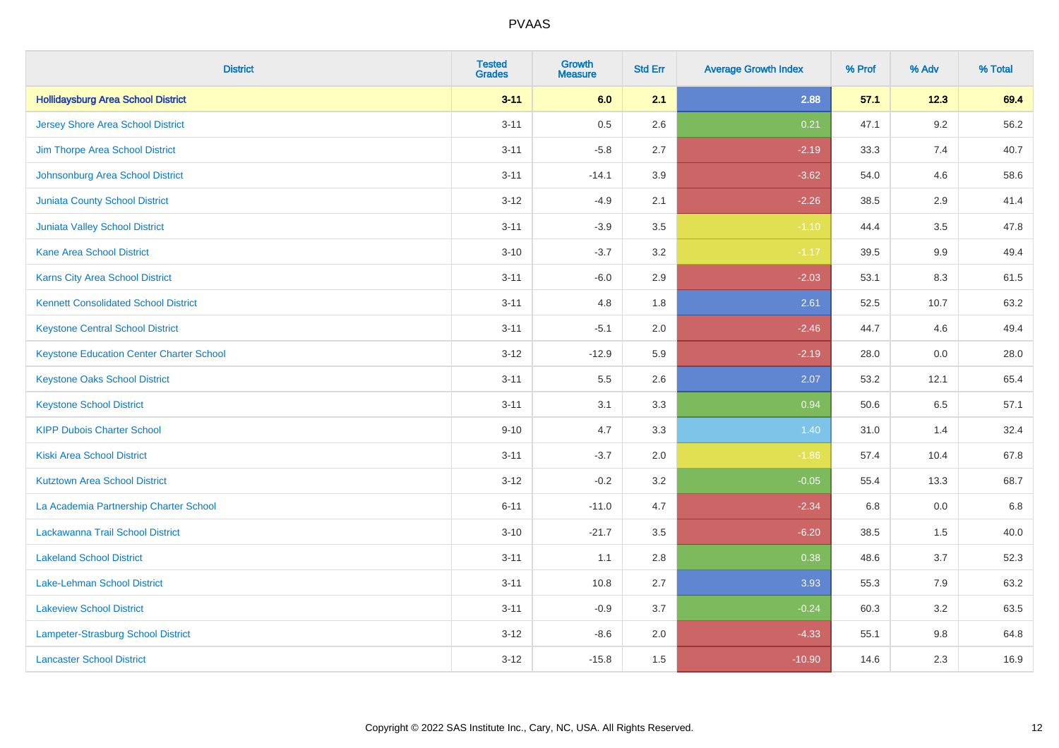PVAAS

| District | Tested Grades | Growth Measure | Std Err | Average Growth Index | % Prof | % Adv | % Total |
|---|---|---|---|---|---|---|---|
| **Hollidaysburg Area School District** | **3-11** | **6.0** | **2.1** | **2.88** | **57.1** | **12.3** | **69.4** |
| Jersey Shore Area School District | 3-11 | 0.5 | 2.6 | 0.21 | 47.1 | 9.2 | 56.2 |
| Jim Thorpe Area School District | 3-11 | -5.8 | 2.7 | -2.19 | 33.3 | 7.4 | 40.7 |
| Johnsonburg Area School District | 3-11 | -14.1 | 3.9 | -3.62 | 54.0 | 4.6 | 58.6 |
| Juniata County School District | 3-12 | -4.9 | 2.1 | -2.26 | 38.5 | 2.9 | 41.4 |
| Juniata Valley School District | 3-11 | -3.9 | 3.5 | -1.10 | 44.4 | 3.5 | 47.8 |
| Kane Area School District | 3-10 | -3.7 | 3.2 | -1.17 | 39.5 | 9.9 | 49.4 |
| Karns City Area School District | 3-11 | -6.0 | 2.9 | -2.03 | 53.1 | 8.3 | 61.5 |
| Kennett Consolidated School District | 3-11 | 4.8 | 1.8 | 2.61 | 52.5 | 10.7 | 63.2 |
| Keystone Central School District | 3-11 | -5.1 | 2.0 | -2.46 | 44.7 | 4.6 | 49.4 |
| Keystone Education Center Charter School | 3-12 | -12.9 | 5.9 | -2.19 | 28.0 | 0.0 | 28.0 |
| Keystone Oaks School District | 3-11 | 5.5 | 2.6 | 2.07 | 53.2 | 12.1 | 65.4 |
| Keystone School District | 3-11 | 3.1 | 3.3 | 0.94 | 50.6 | 6.5 | 57.1 |
| KIPP Dubois Charter School | 9-10 | 4.7 | 3.3 | 1.40 | 31.0 | 1.4 | 32.4 |
| Kiski Area School District | 3-11 | -3.7 | 2.0 | -1.86 | 57.4 | 10.4 | 67.8 |
| Kutztown Area School District | 3-12 | -0.2 | 3.2 | -0.05 | 55.4 | 13.3 | 68.7 |
| La Academia Partnership Charter School | 6-11 | -11.0 | 4.7 | -2.34 | 6.8 | 0.0 | 6.8 |
| Lackawanna Trail School District | 3-10 | -21.7 | 3.5 | -6.20 | 38.5 | 1.5 | 40.0 |
| Lakeland School District | 3-11 | 1.1 | 2.8 | 0.38 | 48.6 | 3.7 | 52.3 |
| Lake-Lehman School District | 3-11 | 10.8 | 2.7 | 3.93 | 55.3 | 7.9 | 63.2 |
| Lakeview School District | 3-11 | -0.9 | 3.7 | -0.24 | 60.3 | 3.2 | 63.5 |
| Lampeter-Strasburg School District | 3-12 | -8.6 | 2.0 | -4.33 | 55.1 | 9.8 | 64.8 |
| Lancaster School District | 3-12 | -15.8 | 1.5 | -10.90 | 14.6 | 2.3 | 16.9 |

Copyright © 2022 SAS Institute Inc., Cary, NC, USA. All Rights Reserved.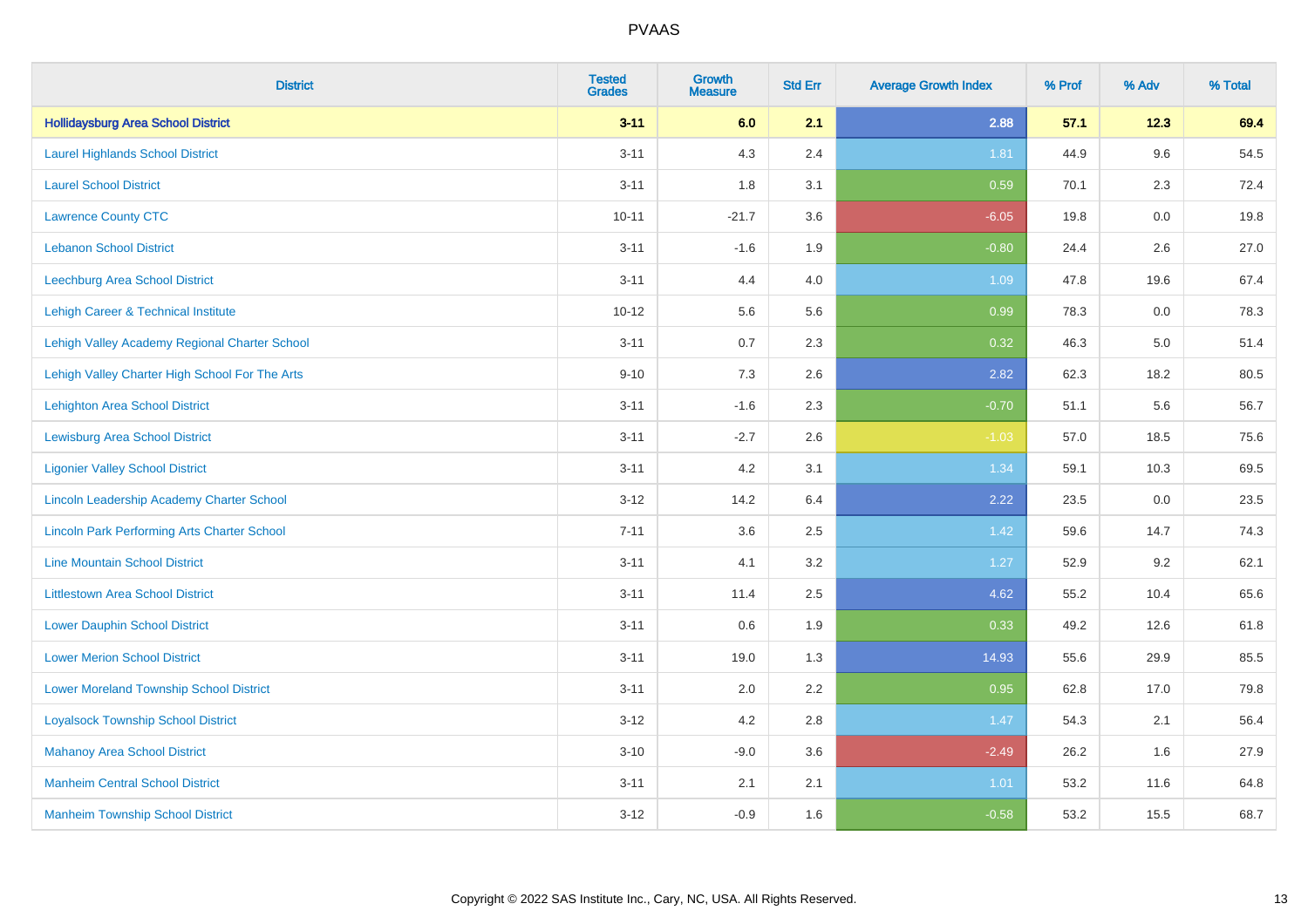# PVAAS

| District | Tested Grades | Growth Measure | Std Err | Average Growth Index | % Prof | % Adv | % Total |
|---|---|---|---|---|---|---|---|
| **Hollidaysburg Area School District** | **3-11** | **6.0** | **2.1** | **2.88** | **57.1** | **12.3** | **69.4** |
| Laurel Highlands School District | 3-11 | 4.3 | 2.4 | 1.81 | 44.9 | 9.6 | 54.5 |
| Laurel School District | 3-11 | 1.8 | 3.1 | 0.59 | 70.1 | 2.3 | 72.4 |
| Lawrence County CTC | 10-11 | -21.7 | 3.6 | -6.05 | 19.8 | 0.0 | 19.8 |
| Lebanon School District | 3-11 | -1.6 | 1.9 | -0.80 | 24.4 | 2.6 | 27.0 |
| Leechburg Area School District | 3-11 | 4.4 | 4.0 | 1.09 | 47.8 | 19.6 | 67.4 |
| Lehigh Career & Technical Institute | 10-12 | 5.6 | 5.6 | 0.99 | 78.3 | 0.0 | 78.3 |
| Lehigh Valley Academy Regional Charter School | 3-11 | 0.7 | 2.3 | 0.32 | 46.3 | 5.0 | 51.4 |
| Lehigh Valley Charter High School For The Arts | 9-10 | 7.3 | 2.6 | 2.82 | 62.3 | 18.2 | 80.5 |
| Lehighton Area School District | 3-11 | -1.6 | 2.3 | -0.70 | 51.1 | 5.6 | 56.7 |
| Lewisburg Area School District | 3-11 | -2.7 | 2.6 | -1.03 | 57.0 | 18.5 | 75.6 |
| Ligonier Valley School District | 3-11 | 4.2 | 3.1 | 1.34 | 59.1 | 10.3 | 69.5 |
| Lincoln Leadership Academy Charter School | 3-12 | 14.2 | 6.4 | 2.22 | 23.5 | 0.0 | 23.5 |
| Lincoln Park Performing Arts Charter School | 7-11 | 3.6 | 2.5 | 1.42 | 59.6 | 14.7 | 74.3 |
| Line Mountain School District | 3-11 | 4.1 | 3.2 | 1.27 | 52.9 | 9.2 | 62.1 |
| Littlestown Area School District | 3-11 | 11.4 | 2.5 | 4.62 | 55.2 | 10.4 | 65.6 |
| Lower Dauphin School District | 3-11 | 0.6 | 1.9 | 0.33 | 49.2 | 12.6 | 61.8 |
| Lower Merion School District | 3-11 | 19.0 | 1.3 | 14.93 | 55.6 | 29.9 | 85.5 |
| Lower Moreland Township School District | 3-11 | 2.0 | 2.2 | 0.95 | 62.8 | 17.0 | 79.8 |
| Loyalsock Township School District | 3-12 | 4.2 | 2.8 | 1.47 | 54.3 | 2.1 | 56.4 |
| Mahanoy Area School District | 3-10 | -9.0 | 3.6 | -2.49 | 26.2 | 1.6 | 27.9 |
| Manheim Central School District | 3-11 | 2.1 | 2.1 | 1.01 | 53.2 | 11.6 | 64.8 |
| Manheim Township School District | 3-12 | -0.9 | 1.6 | -0.58 | 53.2 | 15.5 | 68.7 |

Copyright © 2022 SAS Institute Inc., Cary, NC, USA. All Rights Reserved.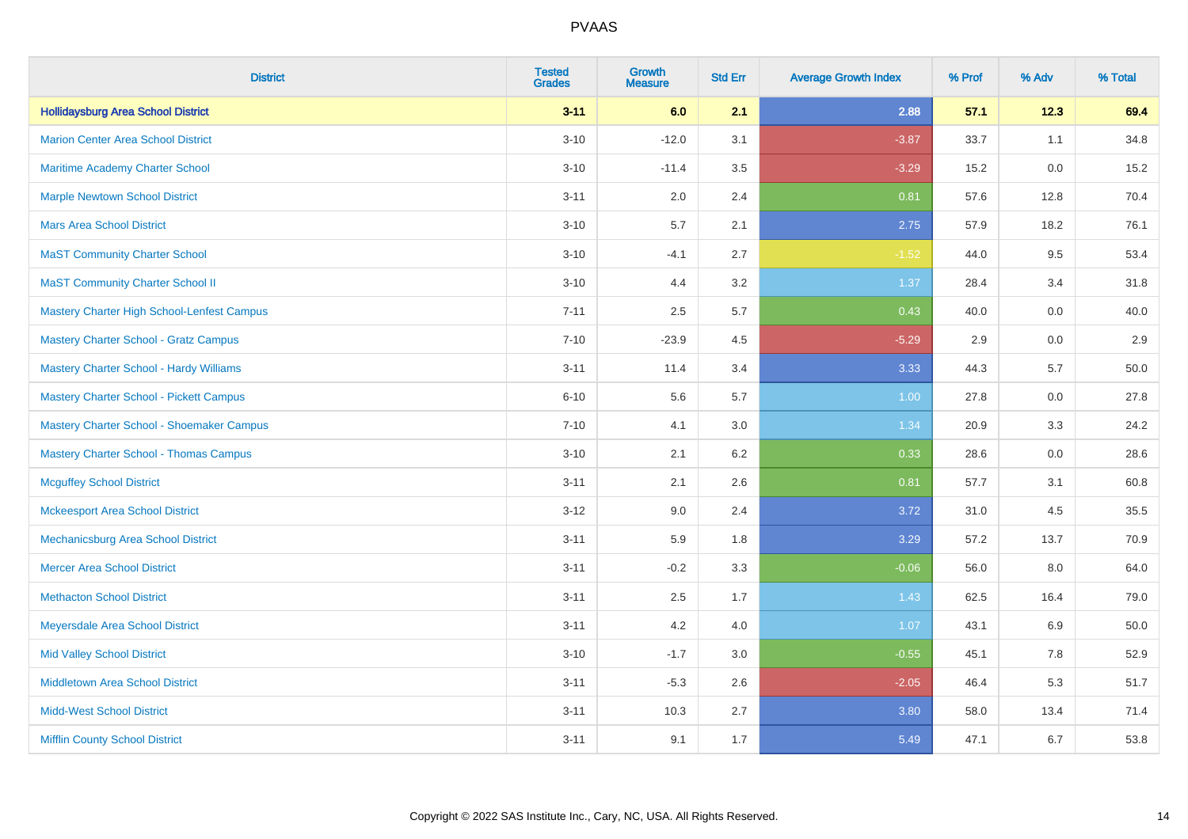# PVAAS

| District | Tested Grades | Growth Measure | Std Err | Average Growth Index | % Prof | % Adv | % Total |
|---|---|---|---|---|---|---|---|
| **Hollidaysburg Area School District** | **3-11** | **6.0** | **2.1** | **2.88** | **57.1** | **12.3** | **69.4** |
| Marion Center Area School District | 3-10 | -12.0 | 3.1 | -3.87 | 33.7 | 1.1 | 34.8 |
| Maritime Academy Charter School | 3-10 | -11.4 | 3.5 | -3.29 | 15.2 | 0.0 | 15.2 |
| Marple Newtown School District | 3-11 | 2.0 | 2.4 | 0.81 | 57.6 | 12.8 | 70.4 |
| Mars Area School District | 3-10 | 5.7 | 2.1 | 2.75 | 57.9 | 18.2 | 76.1 |
| MaST Community Charter School | 3-10 | -4.1 | 2.7 | -1.52 | 44.0 | 9.5 | 53.4 |
| MaST Community Charter School II | 3-10 | 4.4 | 3.2 | 1.37 | 28.4 | 3.4 | 31.8 |
| Mastery Charter High School-Lenfest Campus | 7-11 | 2.5 | 5.7 | 0.43 | 40.0 | 0.0 | 40.0 |
| Mastery Charter School - Gratz Campus | 7-10 | -23.9 | 4.5 | -5.29 | 2.9 | 0.0 | 2.9 |
| Mastery Charter School - Hardy Williams | 3-11 | 11.4 | 3.4 | 3.33 | 44.3 | 5.7 | 50.0 |
| Mastery Charter School - Pickett Campus | 6-10 | 5.6 | 5.7 | 1.00 | 27.8 | 0.0 | 27.8 |
| Mastery Charter School - Shoemaker Campus | 7-10 | 4.1 | 3.0 | 1.34 | 20.9 | 3.3 | 24.2 |
| Mastery Charter School - Thomas Campus | 3-10 | 2.1 | 6.2 | 0.33 | 28.6 | 0.0 | 28.6 |
| Mcguffey School District | 3-11 | 2.1 | 2.6 | 0.81 | 57.7 | 3.1 | 60.8 |
| Mckeesport Area School District | 3-12 | 9.0 | 2.4 | 3.72 | 31.0 | 4.5 | 35.5 |
| Mechanicsburg Area School District | 3-11 | 5.9 | 1.8 | 3.29 | 57.2 | 13.7 | 70.9 |
| Mercer Area School District | 3-11 | -0.2 | 3.3 | -0.06 | 56.0 | 8.0 | 64.0 |
| Methacton School District | 3-11 | 2.5 | 1.7 | 1.43 | 62.5 | 16.4 | 79.0 |
| Meyersdale Area School District | 3-11 | 4.2 | 4.0 | 1.07 | 43.1 | 6.9 | 50.0 |
| Mid Valley School District | 3-10 | -1.7 | 3.0 | -0.55 | 45.1 | 7.8 | 52.9 |
| Middletown Area School District | 3-11 | -5.3 | 2.6 | -2.05 | 46.4 | 5.3 | 51.7 |
| Midd-West School District | 3-11 | 10.3 | 2.7 | 3.80 | 58.0 | 13.4 | 71.4 |
| Mifflin County School District | 3-11 | 9.1 | 1.7 | 5.49 | 47.1 | 6.7 | 53.8 |

Copyright © 2022 SAS Institute Inc., Cary, NC, USA. All Rights Reserved.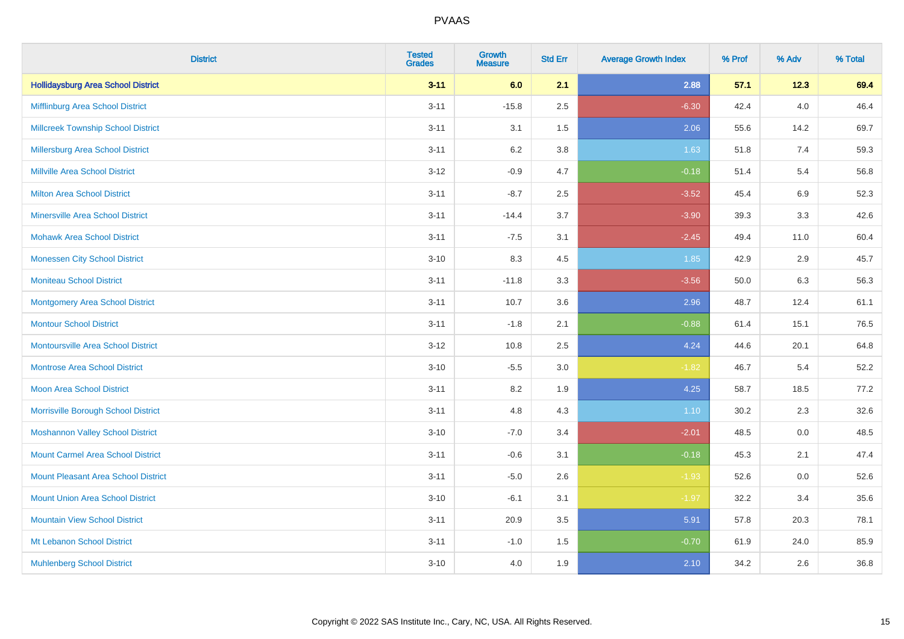| District | Tested Grades | Growth Measure | Std Err | Average Growth Index | % Prof | % Adv | % Total |
|---|---|---|---|---|---|---|---|
| **Hollidaysburg Area School District** | **3-11** | **6.0** | **2.1** | **2.88** | **57.1** | **12.3** | **69.4** |
| Mifflinburg Area School District | 3-11 | -15.8 | 2.5 | -6.30 | 42.4 | 4.0 | 46.4 |
| Millcreek Township School District | 3-11 | 3.1 | 1.5 | 2.06 | 55.6 | 14.2 | 69.7 |
| Millersburg Area School District | 3-11 | 6.2 | 3.8 | 1.63 | 51.8 | 7.4 | 59.3 |
| Millville Area School District | 3-12 | -0.9 | 4.7 | -0.18 | 51.4 | 5.4 | 56.8 |
| Milton Area School District | 3-11 | -8.7 | 2.5 | -3.52 | 45.4 | 6.9 | 52.3 |
| Minersville Area School District | 3-11 | -14.4 | 3.7 | -3.90 | 39.3 | 3.3 | 42.6 |
| Mohawk Area School District | 3-11 | -7.5 | 3.1 | -2.45 | 49.4 | 11.0 | 60.4 |
| Monessen City School District | 3-10 | 8.3 | 4.5 | 1.85 | 42.9 | 2.9 | 45.7 |
| Moniteau School District | 3-11 | -11.8 | 3.3 | -3.56 | 50.0 | 6.3 | 56.3 |
| Montgomery Area School District | 3-11 | 10.7 | 3.6 | 2.96 | 48.7 | 12.4 | 61.1 |
| Montour School District | 3-11 | -1.8 | 2.1 | -0.88 | 61.4 | 15.1 | 76.5 |
| Montoursville Area School District | 3-12 | 10.8 | 2.5 | 4.24 | 44.6 | 20.1 | 64.8 |
| Montrose Area School District | 3-10 | -5.5 | 3.0 | -1.82 | 46.7 | 5.4 | 52.2 |
| Moon Area School District | 3-11 | 8.2 | 1.9 | 4.25 | 58.7 | 18.5 | 77.2 |
| Morrisville Borough School District | 3-11 | 4.8 | 4.3 | 1.10 | 30.2 | 2.3 | 32.6 |
| Moshannon Valley School District | 3-10 | -7.0 | 3.4 | -2.01 | 48.5 | 0.0 | 48.5 |
| Mount Carmel Area School District | 3-11 | -0.6 | 3.1 | -0.18 | 45.3 | 2.1 | 47.4 |
| Mount Pleasant Area School District | 3-11 | -5.0 | 2.6 | -1.93 | 52.6 | 0.0 | 52.6 |
| Mount Union Area School District | 3-10 | -6.1 | 3.1 | -1.97 | 32.2 | 3.4 | 35.6 |
| Mountain View School District | 3-11 | 20.9 | 3.5 | 5.91 | 57.8 | 20.3 | 78.1 |
| Mt Lebanon School District | 3-11 | -1.0 | 1.5 | -0.70 | 61.9 | 24.0 | 85.9 |
| Muhlenberg School District | 3-10 | 4.0 | 1.9 | 2.10 | 34.2 | 2.6 | 36.8 |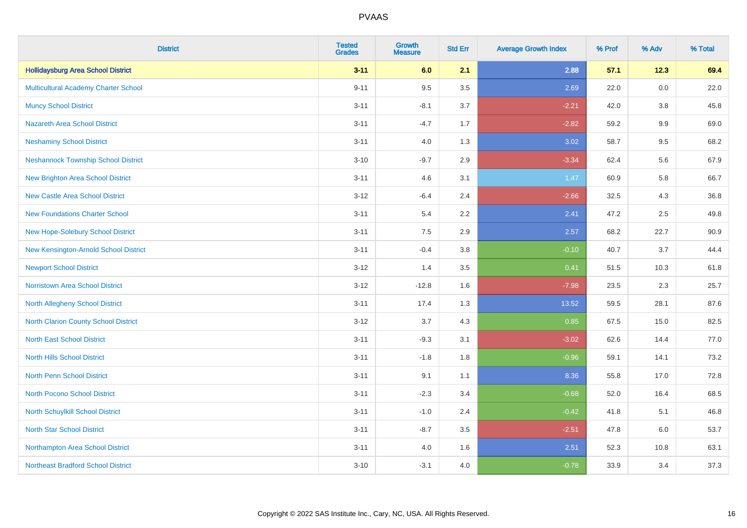| District | Tested Grades | Growth Measure | Std Err | Average Growth Index | % Prof | % Adv | % Total |
|---|---|---|---|---|---|---|---|
| **Hollidaysburg Area School District** | **3-11** | **6.0** | **2.1** | **2.88** | **57.1** | **12.3** | **69.4** |
| Multicultural Academy Charter School | 9-11 | 9.5 | 3.5 | 2.69 | 22.0 | 0.0 | 22.0 |
| Muncy School District | 3-11 | -8.1 | 3.7 | -2.21 | 42.0 | 3.8 | 45.8 |
| Nazareth Area School District | 3-11 | -4.7 | 1.7 | -2.82 | 59.2 | 9.9 | 69.0 |
| Neshaminy School District | 3-11 | 4.0 | 1.3 | 3.02 | 58.7 | 9.5 | 68.2 |
| Neshannock Township School District | 3-10 | -9.7 | 2.9 | -3.34 | 62.4 | 5.6 | 67.9 |
| New Brighton Area School District | 3-11 | 4.6 | 3.1 | 1.47 | 60.9 | 5.8 | 66.7 |
| New Castle Area School District | 3-12 | -6.4 | 2.4 | -2.66 | 32.5 | 4.3 | 36.8 |
| New Foundations Charter School | 3-11 | 5.4 | 2.2 | 2.41 | 47.2 | 2.5 | 49.8 |
| New Hope-Solebury School District | 3-11 | 7.5 | 2.9 | 2.57 | 68.2 | 22.7 | 90.9 |
| New Kensington-Arnold School District | 3-11 | -0.4 | 3.8 | -0.10 | 40.7 | 3.7 | 44.4 |
| Newport School District | 3-12 | 1.4 | 3.5 | 0.41 | 51.5 | 10.3 | 61.8 |
| Norristown Area School District | 3-12 | -12.8 | 1.6 | -7.98 | 23.5 | 2.3 | 25.7 |
| North Allegheny School District | 3-11 | 17.4 | 1.3 | 13.52 | 59.5 | 28.1 | 87.6 |
| North Clarion County School District | 3-12 | 3.7 | 4.3 | 0.85 | 67.5 | 15.0 | 82.5 |
| North East School District | 3-11 | -9.3 | 3.1 | -3.02 | 62.6 | 14.4 | 77.0 |
| North Hills School District | 3-11 | -1.8 | 1.8 | -0.96 | 59.1 | 14.1 | 73.2 |
| North Penn School District | 3-11 | 9.1 | 1.1 | 8.36 | 55.8 | 17.0 | 72.8 |
| North Pocono School District | 3-11 | -2.3 | 3.4 | -0.68 | 52.0 | 16.4 | 68.5 |
| North Schuylkill School District | 3-11 | -1.0 | 2.4 | -0.42 | 41.8 | 5.1 | 46.8 |
| North Star School District | 3-11 | -8.7 | 3.5 | -2.51 | 47.8 | 6.0 | 53.7 |
| Northampton Area School District | 3-11 | 4.0 | 1.6 | 2.51 | 52.3 | 10.8 | 63.1 |
| Northeast Bradford School District | 3-10 | -3.1 | 4.0 | -0.78 | 33.9 | 3.4 | 37.3 |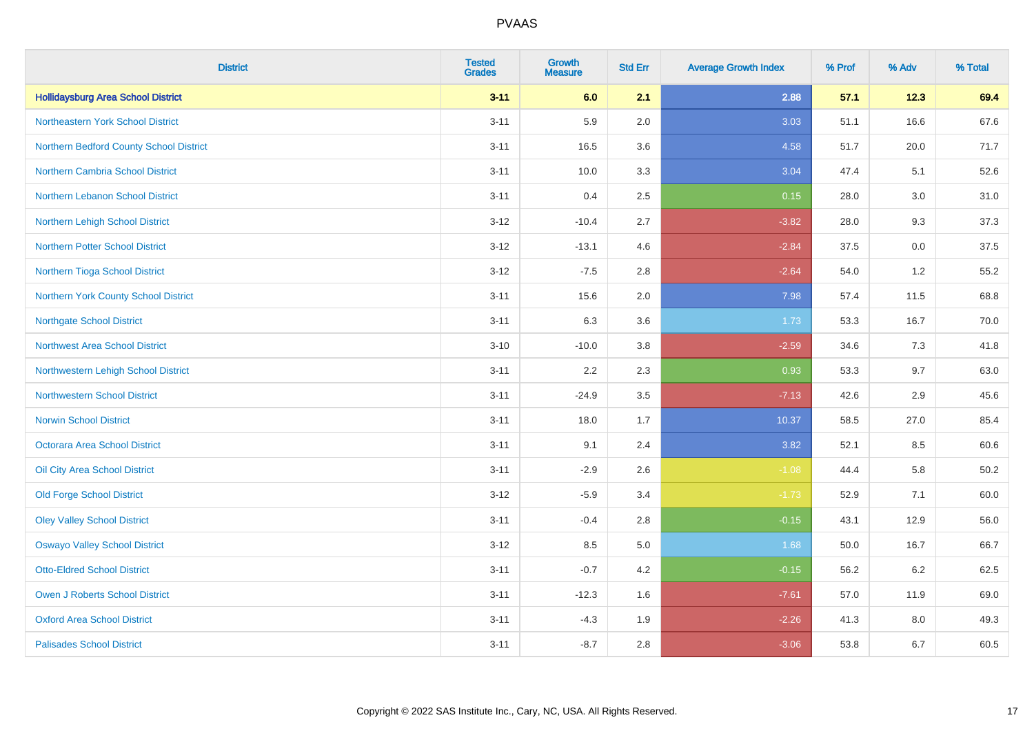| District | Tested Grades | Growth Measure | Std Err | Average Growth Index | % Prof | % Adv | % Total |
|---|---|---|---|---|---|---|---|
| **Hollidaysburg Area School District** | **3-11** | **6.0** | **2.1** | **2.88** | **57.1** | **12.3** | **69.4** |
| Northeastern York School District | 3-11 | 5.9 | 2.0 | 3.03 | 51.1 | 16.6 | 67.6 |
| Northern Bedford County School District | 3-11 | 16.5 | 3.6 | 4.58 | 51.7 | 20.0 | 71.7 |
| Northern Cambria School District | 3-11 | 10.0 | 3.3 | 3.04 | 47.4 | 5.1 | 52.6 |
| Northern Lebanon School District | 3-11 | 0.4 | 2.5 | 0.15 | 28.0 | 3.0 | 31.0 |
| Northern Lehigh School District | 3-12 | -10.4 | 2.7 | -3.82 | 28.0 | 9.3 | 37.3 |
| Northern Potter School District | 3-12 | -13.1 | 4.6 | -2.84 | 37.5 | 0.0 | 37.5 |
| Northern Tioga School District | 3-12 | -7.5 | 2.8 | -2.64 | 54.0 | 1.2 | 55.2 |
| Northern York County School District | 3-11 | 15.6 | 2.0 | 7.98 | 57.4 | 11.5 | 68.8 |
| Northgate School District | 3-11 | 6.3 | 3.6 | 1.73 | 53.3 | 16.7 | 70.0 |
| Northwest Area School District | 3-10 | -10.0 | 3.8 | -2.59 | 34.6 | 7.3 | 41.8 |
| Northwestern Lehigh School District | 3-11 | 2.2 | 2.3 | 0.93 | 53.3 | 9.7 | 63.0 |
| Northwestern School District | 3-11 | -24.9 | 3.5 | -7.13 | 42.6 | 2.9 | 45.6 |
| Norwin School District | 3-11 | 18.0 | 1.7 | 10.37 | 58.5 | 27.0 | 85.4 |
| Octorara Area School District | 3-11 | 9.1 | 2.4 | 3.82 | 52.1 | 8.5 | 60.6 |
| Oil City Area School District | 3-11 | -2.9 | 2.6 | -1.08 | 44.4 | 5.8 | 50.2 |
| Old Forge School District | 3-12 | -5.9 | 3.4 | -1.73 | 52.9 | 7.1 | 60.0 |
| Oley Valley School District | 3-11 | -0.4 | 2.8 | -0.15 | 43.1 | 12.9 | 56.0 |
| Oswayo Valley School District | 3-12 | 8.5 | 5.0 | 1.68 | 50.0 | 16.7 | 66.7 |
| Otto-Eldred School District | 3-11 | -0.7 | 4.2 | -0.15 | 56.2 | 6.2 | 62.5 |
| Owen J Roberts School District | 3-11 | -12.3 | 1.6 | -7.61 | 57.0 | 11.9 | 69.0 |
| Oxford Area School District | 3-11 | -4.3 | 1.9 | -2.26 | 41.3 | 8.0 | 49.3 |
| Palisades School District | 3-11 | -8.7 | 2.8 | -3.06 | 53.8 | 6.7 | 60.5 |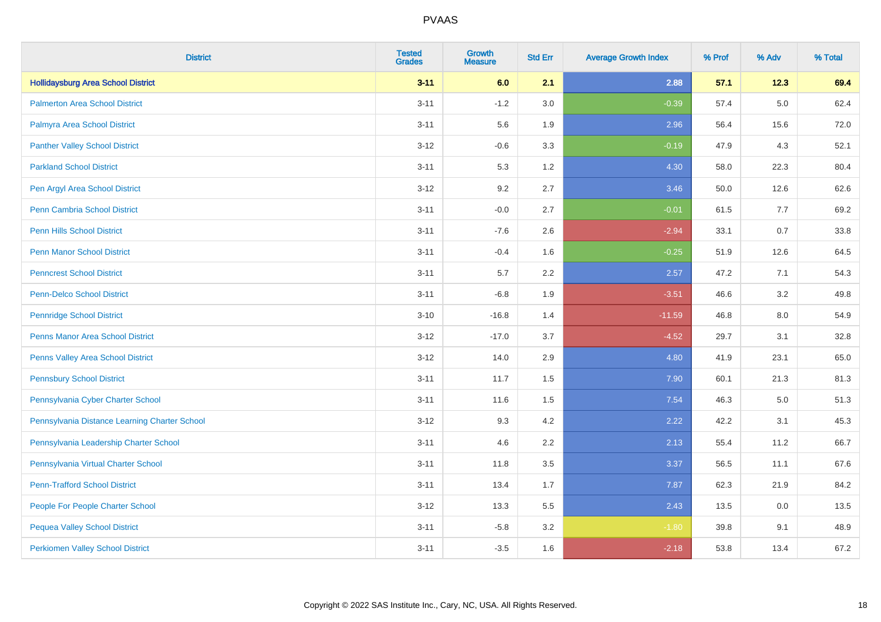| District | Tested Grades | Growth Measure | Std Err | Average Growth Index | % Prof | % Adv | % Total |
|---|---|---|---|---|---|---|---|
| **Hollidaysburg Area School District** | **3-11** | **6.0** | **2.1** | **2.88** | **57.1** | **12.3** | **69.4** |
| Palmerton Area School District | 3-11 | -1.2 | 3.0 | -0.39 | 57.4 | 5.0 | 62.4 |
| Palmyra Area School District | 3-11 | 5.6 | 1.9 | 2.96 | 56.4 | 15.6 | 72.0 |
| Panther Valley School District | 3-12 | -0.6 | 3.3 | -0.19 | 47.9 | 4.3 | 52.1 |
| Parkland School District | 3-11 | 5.3 | 1.2 | 4.30 | 58.0 | 22.3 | 80.4 |
| Pen Argyl Area School District | 3-12 | 9.2 | 2.7 | 3.46 | 50.0 | 12.6 | 62.6 |
| Penn Cambria School District | 3-11 | -0.0 | 2.7 | -0.01 | 61.5 | 7.7 | 69.2 |
| Penn Hills School District | 3-11 | -7.6 | 2.6 | -2.94 | 33.1 | 0.7 | 33.8 |
| Penn Manor School District | 3-11 | -0.4 | 1.6 | -0.25 | 51.9 | 12.6 | 64.5 |
| Penncrest School District | 3-11 | 5.7 | 2.2 | 2.57 | 47.2 | 7.1 | 54.3 |
| Penn-Delco School District | 3-11 | -6.8 | 1.9 | -3.51 | 46.6 | 3.2 | 49.8 |
| Pennridge School District | 3-10 | -16.8 | 1.4 | -11.59 | 46.8 | 8.0 | 54.9 |
| Penns Manor Area School District | 3-12 | -17.0 | 3.7 | -4.52 | 29.7 | 3.1 | 32.8 |
| Penns Valley Area School District | 3-12 | 14.0 | 2.9 | 4.80 | 41.9 | 23.1 | 65.0 |
| Pennsbury School District | 3-11 | 11.7 | 1.5 | 7.90 | 60.1 | 21.3 | 81.3 |
| Pennsylvania Cyber Charter School | 3-11 | 11.6 | 1.5 | 7.54 | 46.3 | 5.0 | 51.3 |
| Pennsylvania Distance Learning Charter School | 3-12 | 9.3 | 4.2 | 2.22 | 42.2 | 3.1 | 45.3 |
| Pennsylvania Leadership Charter School | 3-11 | 4.6 | 2.2 | 2.13 | 55.4 | 11.2 | 66.7 |
| Pennsylvania Virtual Charter School | 3-11 | 11.8 | 3.5 | 3.37 | 56.5 | 11.1 | 67.6 |
| Penn-Trafford School District | 3-11 | 13.4 | 1.7 | 7.87 | 62.3 | 21.9 | 84.2 |
| People For People Charter School | 3-12 | 13.3 | 5.5 | 2.43 | 13.5 | 0.0 | 13.5 |
| Pequea Valley School District | 3-11 | -5.8 | 3.2 | -1.80 | 39.8 | 9.1 | 48.9 |
| Perkiomen Valley School District | 3-11 | -3.5 | 1.6 | -2.18 | 53.8 | 13.4 | 67.2 |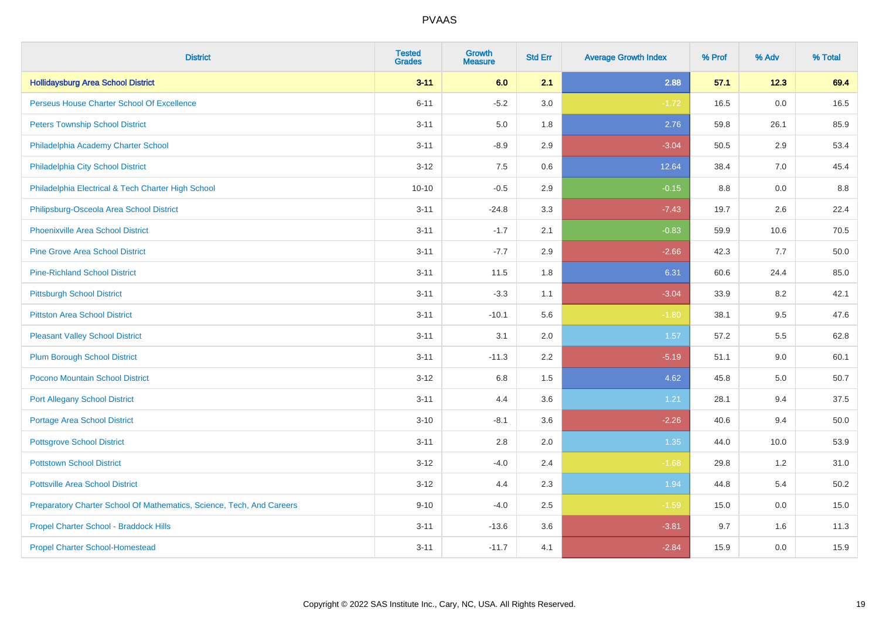# PVAAS

| District | Tested Grades | Growth Measure | Std Err | Average Growth Index | % Prof | % Adv | % Total |
|---|---|---|---|---|---|---|---|
| **Hollidaysburg Area School District** | **3-11** | **6.0** | **2.1** | **2.88** | **57.1** | **12.3** | **69.4** |
| Perseus House Charter School Of Excellence | 6-11 | -5.2 | 3.0 | -1.72 | 16.5 | 0.0 | 16.5 |
| Peters Township School District | 3-11 | 5.0 | 1.8 | 2.76 | 59.8 | 26.1 | 85.9 |
| Philadelphia Academy Charter School | 3-11 | -8.9 | 2.9 | -3.04 | 50.5 | 2.9 | 53.4 |
| Philadelphia City School District | 3-12 | 7.5 | 0.6 | 12.64 | 38.4 | 7.0 | 45.4 |
| Philadelphia Electrical & Tech Charter High School | 10-10 | -0.5 | 2.9 | -0.15 | 8.8 | 0.0 | 8.8 |
| Philipsburg-Osceola Area School District | 3-11 | -24.8 | 3.3 | -7.43 | 19.7 | 2.6 | 22.4 |
| Phoenixville Area School District | 3-11 | -1.7 | 2.1 | -0.83 | 59.9 | 10.6 | 70.5 |
| Pine Grove Area School District | 3-11 | -7.7 | 2.9 | -2.66 | 42.3 | 7.7 | 50.0 |
| Pine-Richland School District | 3-11 | 11.5 | 1.8 | 6.31 | 60.6 | 24.4 | 85.0 |
| Pittsburgh School District | 3-11 | -3.3 | 1.1 | -3.04 | 33.9 | 8.2 | 42.1 |
| Pittston Area School District | 3-11 | -10.1 | 5.6 | -1.80 | 38.1 | 9.5 | 47.6 |
| Pleasant Valley School District | 3-11 | 3.1 | 2.0 | 1.57 | 57.2 | 5.5 | 62.8 |
| Plum Borough School District | 3-11 | -11.3 | 2.2 | -5.19 | 51.1 | 9.0 | 60.1 |
| Pocono Mountain School District | 3-12 | 6.8 | 1.5 | 4.62 | 45.8 | 5.0 | 50.7 |
| Port Allegany School District | 3-11 | 4.4 | 3.6 | 1.21 | 28.1 | 9.4 | 37.5 |
| Portage Area School District | 3-10 | -8.1 | 3.6 | -2.26 | 40.6 | 9.4 | 50.0 |
| Pottsgrove School District | 3-11 | 2.8 | 2.0 | 1.35 | 44.0 | 10.0 | 53.9 |
| Pottstown School District | 3-12 | -4.0 | 2.4 | -1.68 | 29.8 | 1.2 | 31.0 |
| Pottsville Area School District | 3-12 | 4.4 | 2.3 | 1.94 | 44.8 | 5.4 | 50.2 |
| Preparatory Charter School Of Mathematics, Science, Tech, And Careers | 9-10 | -4.0 | 2.5 | -1.59 | 15.0 | 0.0 | 15.0 |
| Propel Charter School - Braddock Hills | 3-11 | -13.6 | 3.6 | -3.81 | 9.7 | 1.6 | 11.3 |
| Propel Charter School-Homestead | 3-11 | -11.7 | 4.1 | -2.84 | 15.9 | 0.0 | 15.9 |

Copyright © 2022 SAS Institute Inc., Cary, NC, USA. All Rights Reserved.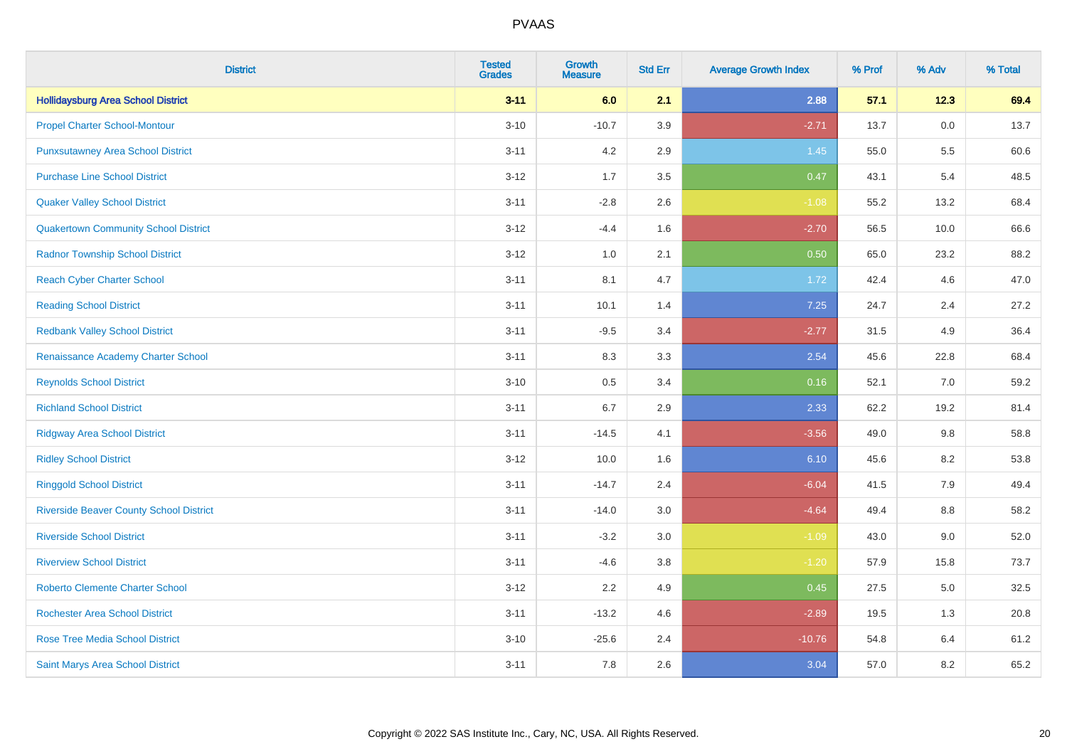PVAAS

| District | Tested Grades | Growth Measure | Std Err | Average Growth Index | % Prof | % Adv | % Total |
|---|---|---|---|---|---|---|---|
| **Hollidaysburg Area School District** | **3-11** | **6.0** | **2.1** | **2.88** | **57.1** | **12.3** | **69.4** |
| Propel Charter School-Montour | 3-10 | -10.7 | 3.9 | -2.71 | 13.7 | 0.0 | 13.7 |
| Punxsutawney Area School District | 3-11 | 4.2 | 2.9 | 1.45 | 55.0 | 5.5 | 60.6 |
| Purchase Line School District | 3-12 | 1.7 | 3.5 | 0.47 | 43.1 | 5.4 | 48.5 |
| Quaker Valley School District | 3-11 | -2.8 | 2.6 | -1.08 | 55.2 | 13.2 | 68.4 |
| Quakertown Community School District | 3-12 | -4.4 | 1.6 | -2.70 | 56.5 | 10.0 | 66.6 |
| Radnor Township School District | 3-12 | 1.0 | 2.1 | 0.50 | 65.0 | 23.2 | 88.2 |
| Reach Cyber Charter School | 3-11 | 8.1 | 4.7 | 1.72 | 42.4 | 4.6 | 47.0 |
| Reading School District | 3-11 | 10.1 | 1.4 | 7.25 | 24.7 | 2.4 | 27.2 |
| Redbank Valley School District | 3-11 | -9.5 | 3.4 | -2.77 | 31.5 | 4.9 | 36.4 |
| Renaissance Academy Charter School | 3-11 | 8.3 | 3.3 | 2.54 | 45.6 | 22.8 | 68.4 |
| Reynolds School District | 3-10 | 0.5 | 3.4 | 0.16 | 52.1 | 7.0 | 59.2 |
| Richland School District | 3-11 | 6.7 | 2.9 | 2.33 | 62.2 | 19.2 | 81.4 |
| Ridgway Area School District | 3-11 | -14.5 | 4.1 | -3.56 | 49.0 | 9.8 | 58.8 |
| Ridley School District | 3-12 | 10.0 | 1.6 | 6.10 | 45.6 | 8.2 | 53.8 |
| Ringgold School District | 3-11 | -14.7 | 2.4 | -6.04 | 41.5 | 7.9 | 49.4 |
| Riverside Beaver County School District | 3-11 | -14.0 | 3.0 | -4.64 | 49.4 | 8.8 | 58.2 |
| Riverside School District | 3-11 | -3.2 | 3.0 | -1.09 | 43.0 | 9.0 | 52.0 |
| Riverview School District | 3-11 | -4.6 | 3.8 | -1.20 | 57.9 | 15.8 | 73.7 |
| Roberto Clemente Charter School | 3-12 | 2.2 | 4.9 | 0.45 | 27.5 | 5.0 | 32.5 |
| Rochester Area School District | 3-11 | -13.2 | 4.6 | -2.89 | 19.5 | 1.3 | 20.8 |
| Rose Tree Media School District | 3-10 | -25.6 | 2.4 | -10.76 | 54.8 | 6.4 | 61.2 |
| Saint Marys Area School District | 3-11 | 7.8 | 2.6 | 3.04 | 57.0 | 8.2 | 65.2 |

Copyright © 2022 SAS Institute Inc., Cary, NC, USA. All Rights Reserved.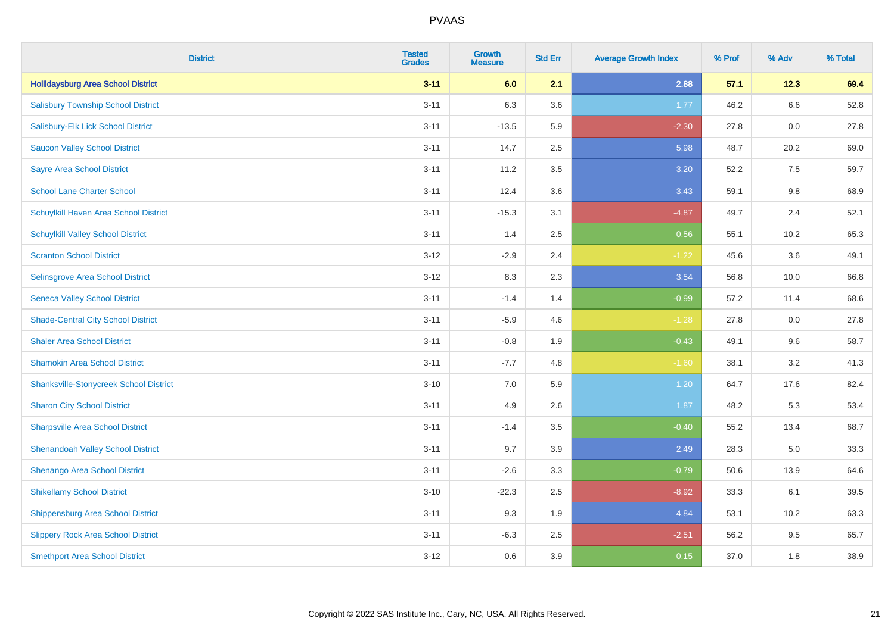| District | Tested Grades | Growth Measure | Std Err | Average Growth Index | % Prof | % Adv | % Total |
|---|---|---|---|---|---|---|---|
| **Hollidaysburg Area School District** | **3-11** | **6.0** | **2.1** | **2.88** | **57.1** | **12.3** | **69.4** |
| Salisbury Township School District | 3-11 | 6.3 | 3.6 | 1.77 | 46.2 | 6.6 | 52.8 |
| Salisbury-Elk Lick School District | 3-11 | -13.5 | 5.9 | -2.30 | 27.8 | 0.0 | 27.8 |
| Saucon Valley School District | 3-11 | 14.7 | 2.5 | 5.98 | 48.7 | 20.2 | 69.0 |
| Sayre Area School District | 3-11 | 11.2 | 3.5 | 3.20 | 52.2 | 7.5 | 59.7 |
| School Lane Charter School | 3-11 | 12.4 | 3.6 | 3.43 | 59.1 | 9.8 | 68.9 |
| Schuylkill Haven Area School District | 3-11 | -15.3 | 3.1 | -4.87 | 49.7 | 2.4 | 52.1 |
| Schuylkill Valley School District | 3-11 | 1.4 | 2.5 | 0.56 | 55.1 | 10.2 | 65.3 |
| Scranton School District | 3-12 | -2.9 | 2.4 | -1.22 | 45.6 | 3.6 | 49.1 |
| Selinsgrove Area School District | 3-12 | 8.3 | 2.3 | 3.54 | 56.8 | 10.0 | 66.8 |
| Seneca Valley School District | 3-11 | -1.4 | 1.4 | -0.99 | 57.2 | 11.4 | 68.6 |
| Shade-Central City School District | 3-11 | -5.9 | 4.6 | -1.28 | 27.8 | 0.0 | 27.8 |
| Shaler Area School District | 3-11 | -0.8 | 1.9 | -0.43 | 49.1 | 9.6 | 58.7 |
| Shamokin Area School District | 3-11 | -7.7 | 4.8 | -1.60 | 38.1 | 3.2 | 41.3 |
| Shanksville-Stonycreek School District | 3-10 | 7.0 | 5.9 | 1.20 | 64.7 | 17.6 | 82.4 |
| Sharon City School District | 3-11 | 4.9 | 2.6 | 1.87 | 48.2 | 5.3 | 53.4 |
| Sharpsville Area School District | 3-11 | -1.4 | 3.5 | -0.40 | 55.2 | 13.4 | 68.7 |
| Shenandoah Valley School District | 3-11 | 9.7 | 3.9 | 2.49 | 28.3 | 5.0 | 33.3 |
| Shenango Area School District | 3-11 | -2.6 | 3.3 | -0.79 | 50.6 | 13.9 | 64.6 |
| Shikellamy School District | 3-10 | -22.3 | 2.5 | -8.92 | 33.3 | 6.1 | 39.5 |
| Shippensburg Area School District | 3-11 | 9.3 | 1.9 | 4.84 | 53.1 | 10.2 | 63.3 |
| Slippery Rock Area School District | 3-11 | -6.3 | 2.5 | -2.51 | 56.2 | 9.5 | 65.7 |
| Smethport Area School District | 3-12 | 0.6 | 3.9 | 0.15 | 37.0 | 1.8 | 38.9 |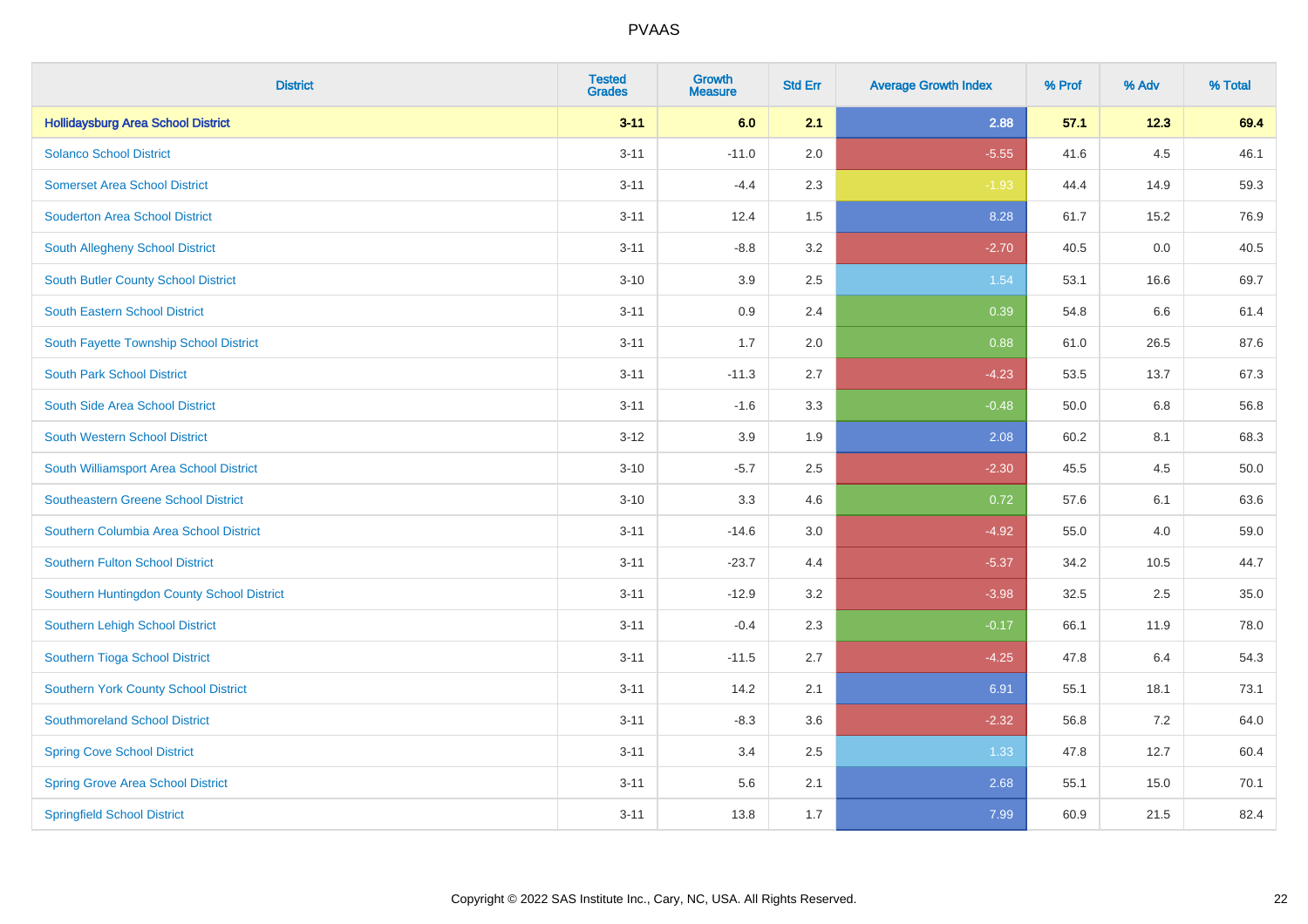# PVAAS

| District | Tested Grades | Growth Measure | Std Err | Average Growth Index | % Prof | % Adv | % Total |
|---|---|---|---|---|---|---|---|
| **Hollidaysburg Area School District** | **3-11** | **6.0** | **2.1** | **2.88** | **57.1** | **12.3** | **69.4** |
| Solanco School District | 3-11 | -11.0 | 2.0 | -5.55 | 41.6 | 4.5 | 46.1 |
| Somerset Area School District | 3-11 | -4.4 | 2.3 | -1.93 | 44.4 | 14.9 | 59.3 |
| Souderton Area School District | 3-11 | 12.4 | 1.5 | 8.28 | 61.7 | 15.2 | 76.9 |
| South Allegheny School District | 3-11 | -8.8 | 3.2 | -2.70 | 40.5 | 0.0 | 40.5 |
| South Butler County School District | 3-10 | 3.9 | 2.5 | 1.54 | 53.1 | 16.6 | 69.7 |
| South Eastern School District | 3-11 | 0.9 | 2.4 | 0.39 | 54.8 | 6.6 | 61.4 |
| South Fayette Township School District | 3-11 | 1.7 | 2.0 | 0.88 | 61.0 | 26.5 | 87.6 |
| South Park School District | 3-11 | -11.3 | 2.7 | -4.23 | 53.5 | 13.7 | 67.3 |
| South Side Area School District | 3-11 | -1.6 | 3.3 | -0.48 | 50.0 | 6.8 | 56.8 |
| South Western School District | 3-12 | 3.9 | 1.9 | 2.08 | 60.2 | 8.1 | 68.3 |
| South Williamsport Area School District | 3-10 | -5.7 | 2.5 | -2.30 | 45.5 | 4.5 | 50.0 |
| Southeastern Greene School District | 3-10 | 3.3 | 4.6 | 0.72 | 57.6 | 6.1 | 63.6 |
| Southern Columbia Area School District | 3-11 | -14.6 | 3.0 | -4.92 | 55.0 | 4.0 | 59.0 |
| Southern Fulton School District | 3-11 | -23.7 | 4.4 | -5.37 | 34.2 | 10.5 | 44.7 |
| Southern Huntingdon County School District | 3-11 | -12.9 | 3.2 | -3.98 | 32.5 | 2.5 | 35.0 |
| Southern Lehigh School District | 3-11 | -0.4 | 2.3 | -0.17 | 66.1 | 11.9 | 78.0 |
| Southern Tioga School District | 3-11 | -11.5 | 2.7 | -4.25 | 47.8 | 6.4 | 54.3 |
| Southern York County School District | 3-11 | 14.2 | 2.1 | 6.91 | 55.1 | 18.1 | 73.1 |
| Southmoreland School District | 3-11 | -8.3 | 3.6 | -2.32 | 56.8 | 7.2 | 64.0 |
| Spring Cove School District | 3-11 | 3.4 | 2.5 | 1.33 | 47.8 | 12.7 | 60.4 |
| Spring Grove Area School District | 3-11 | 5.6 | 2.1 | 2.68 | 55.1 | 15.0 | 70.1 |
| Springfield School District | 3-11 | 13.8 | 1.7 | 7.99 | 60.9 | 21.5 | 82.4 |

Copyright © 2022 SAS Institute Inc., Cary, NC, USA. All Rights Reserved.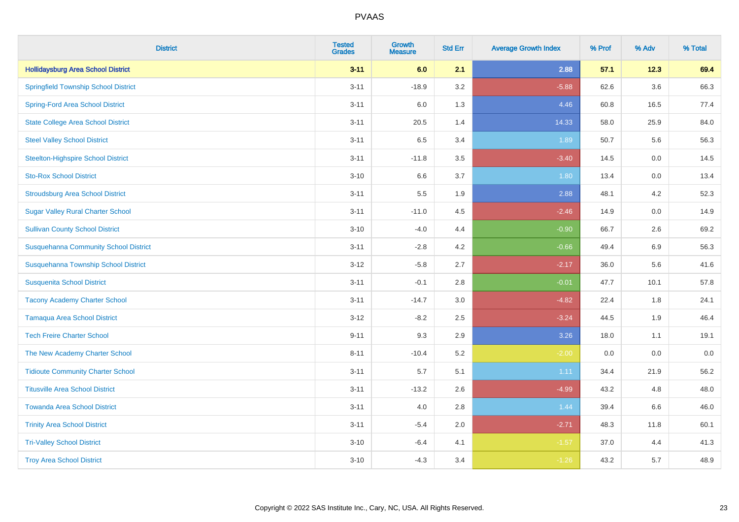| District | Tested Grades | Growth Measure | Std Err | Average Growth Index | % Prof | % Adv | % Total |
|---|---|---|---|---|---|---|---|
| **Hollidaysburg Area School District** | **3-11** | **6.0** | **2.1** | **2.88** | **57.1** | **12.3** | **69.4** |
| Springfield Township School District | 3-11 | -18.9 | 3.2 | -5.88 | 62.6 | 3.6 | 66.3 |
| Spring-Ford Area School District | 3-11 | 6.0 | 1.3 | 4.46 | 60.8 | 16.5 | 77.4 |
| State College Area School District | 3-11 | 20.5 | 1.4 | 14.33 | 58.0 | 25.9 | 84.0 |
| Steel Valley School District | 3-11 | 6.5 | 3.4 | 1.89 | 50.7 | 5.6 | 56.3 |
| Steelton-Highspire School District | 3-11 | -11.8 | 3.5 | -3.40 | 14.5 | 0.0 | 14.5 |
| Sto-Rox School District | 3-10 | 6.6 | 3.7 | 1.80 | 13.4 | 0.0 | 13.4 |
| Stroudsburg Area School District | 3-11 | 5.5 | 1.9 | 2.88 | 48.1 | 4.2 | 52.3 |
| Sugar Valley Rural Charter School | 3-11 | -11.0 | 4.5 | -2.46 | 14.9 | 0.0 | 14.9 |
| Sullivan County School District | 3-10 | -4.0 | 4.4 | -0.90 | 66.7 | 2.6 | 69.2 |
| Susquehanna Community School District | 3-11 | -2.8 | 4.2 | -0.66 | 49.4 | 6.9 | 56.3 |
| Susquehanna Township School District | 3-12 | -5.8 | 2.7 | -2.17 | 36.0 | 5.6 | 41.6 |
| Susquenita School District | 3-11 | -0.1 | 2.8 | -0.01 | 47.7 | 10.1 | 57.8 |
| Tacony Academy Charter School | 3-11 | -14.7 | 3.0 | -4.82 | 22.4 | 1.8 | 24.1 |
| Tamaqua Area School District | 3-12 | -8.2 | 2.5 | -3.24 | 44.5 | 1.9 | 46.4 |
| Tech Freire Charter School | 9-11 | 9.3 | 2.9 | 3.26 | 18.0 | 1.1 | 19.1 |
| The New Academy Charter School | 8-11 | -10.4 | 5.2 | -2.00 | 0.0 | 0.0 | 0.0 |
| Tidioute Community Charter School | 3-11 | 5.7 | 5.1 | 1.11 | 34.4 | 21.9 | 56.2 |
| Titusville Area School District | 3-11 | -13.2 | 2.6 | -4.99 | 43.2 | 4.8 | 48.0 |
| Towanda Area School District | 3-11 | 4.0 | 2.8 | 1.44 | 39.4 | 6.6 | 46.0 |
| Trinity Area School District | 3-11 | -5.4 | 2.0 | -2.71 | 48.3 | 11.8 | 60.1 |
| Tri-Valley School District | 3-10 | -6.4 | 4.1 | -1.57 | 37.0 | 4.4 | 41.3 |
| Troy Area School District | 3-10 | -4.3 | 3.4 | -1.26 | 43.2 | 5.7 | 48.9 |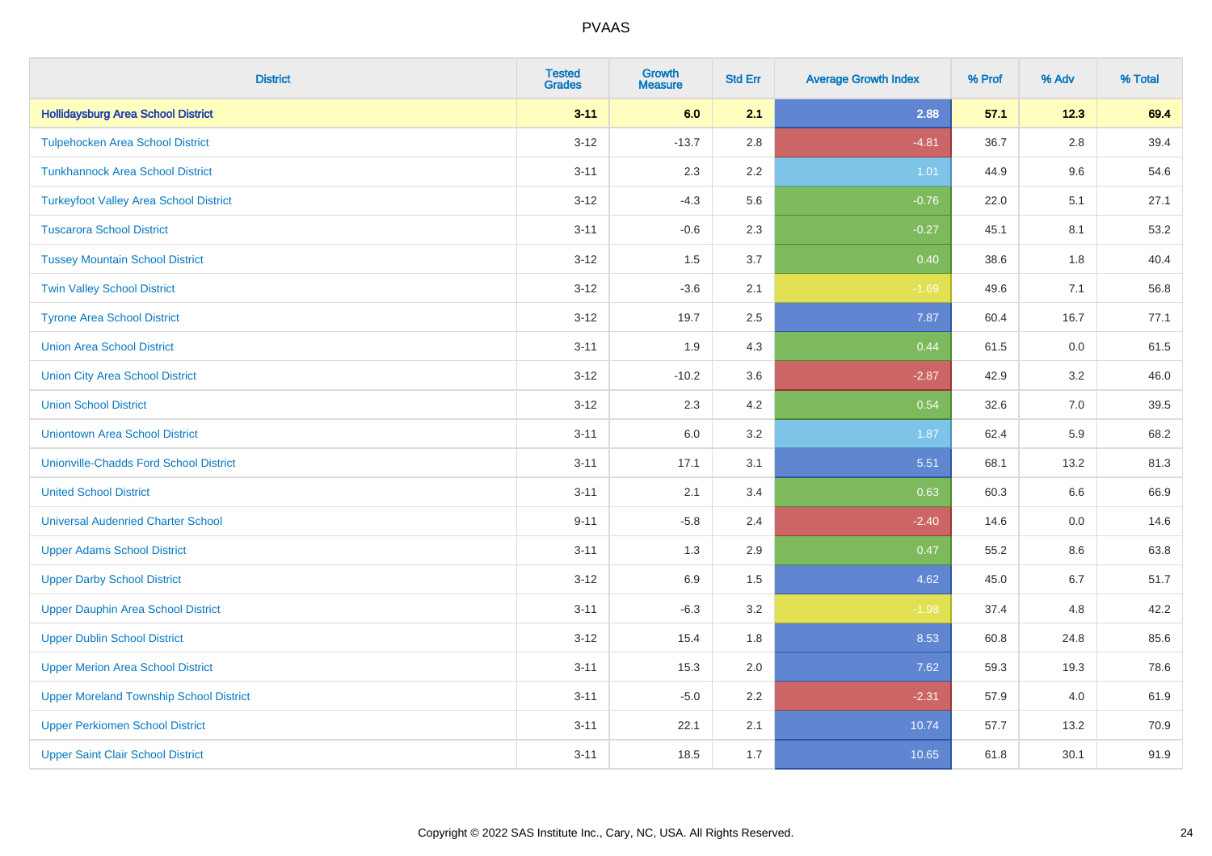# PVAAS

| District | Tested Grades | Growth Measure | Std Err | Average Growth Index | % Prof | % Adv | % Total |
|---|---|---|---|---|---|---|---|
| **Hollidaysburg Area School District** | **3-11** | **6.0** | **2.1** | **2.88** | **57.1** | **12.3** | **69.4** |
| Tulpehocken Area School District | 3-12 | -13.7 | 2.8 | -4.81 | 36.7 | 2.8 | 39.4 |
| Tunkhannock Area School District | 3-11 | 2.3 | 2.2 | 1.01 | 44.9 | 9.6 | 54.6 |
| Turkeyfoot Valley Area School District | 3-12 | -4.3 | 5.6 | -0.76 | 22.0 | 5.1 | 27.1 |
| Tuscarora School District | 3-11 | -0.6 | 2.3 | -0.27 | 45.1 | 8.1 | 53.2 |
| Tussey Mountain School District | 3-12 | 1.5 | 3.7 | 0.40 | 38.6 | 1.8 | 40.4 |
| Twin Valley School District | 3-12 | -3.6 | 2.1 | -1.69 | 49.6 | 7.1 | 56.8 |
| Tyrone Area School District | 3-12 | 19.7 | 2.5 | 7.87 | 60.4 | 16.7 | 77.1 |
| Union Area School District | 3-11 | 1.9 | 4.3 | 0.44 | 61.5 | 0.0 | 61.5 |
| Union City Area School District | 3-12 | -10.2 | 3.6 | -2.87 | 42.9 | 3.2 | 46.0 |
| Union School District | 3-12 | 2.3 | 4.2 | 0.54 | 32.6 | 7.0 | 39.5 |
| Uniontown Area School District | 3-11 | 6.0 | 3.2 | 1.87 | 62.4 | 5.9 | 68.2 |
| Unionville-Chadds Ford School District | 3-11 | 17.1 | 3.1 | 5.51 | 68.1 | 13.2 | 81.3 |
| United School District | 3-11 | 2.1 | 3.4 | 0.63 | 60.3 | 6.6 | 66.9 |
| Universal Audenried Charter School | 9-11 | -5.8 | 2.4 | -2.40 | 14.6 | 0.0 | 14.6 |
| Upper Adams School District | 3-11 | 1.3 | 2.9 | 0.47 | 55.2 | 8.6 | 63.8 |
| Upper Darby School District | 3-12 | 6.9 | 1.5 | 4.62 | 45.0 | 6.7 | 51.7 |
| Upper Dauphin Area School District | 3-11 | -6.3 | 3.2 | -1.98 | 37.4 | 4.8 | 42.2 |
| Upper Dublin School District | 3-12 | 15.4 | 1.8 | 8.53 | 60.8 | 24.8 | 85.6 |
| Upper Merion Area School District | 3-11 | 15.3 | 2.0 | 7.62 | 59.3 | 19.3 | 78.6 |
| Upper Moreland Township School District | 3-11 | -5.0 | 2.2 | -2.31 | 57.9 | 4.0 | 61.9 |
| Upper Perkiomen School District | 3-11 | 22.1 | 2.1 | 10.74 | 57.7 | 13.2 | 70.9 |
| Upper Saint Clair School District | 3-11 | 18.5 | 1.7 | 10.65 | 61.8 | 30.1 | 91.9 |

Copyright © 2022 SAS Institute Inc., Cary, NC, USA. All Rights Reserved.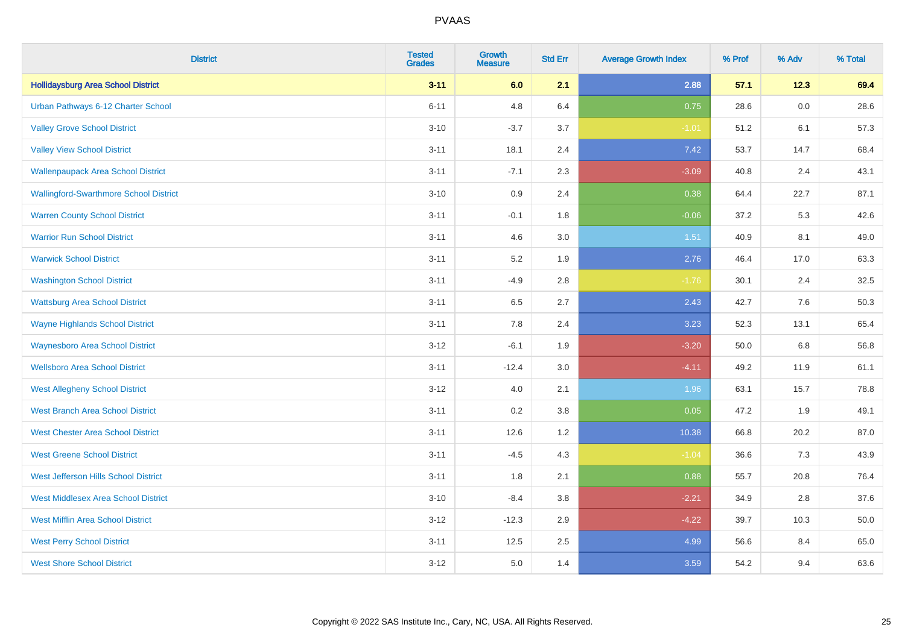# PVAAS

| District | Tested Grades | Growth Measure | Std Err | Average Growth Index | % Prof | % Adv | % Total |
|---|---|---|---|---|---|---|---|
| **Hollidaysburg Area School District** | **3-11** | **6.0** | **2.1** | **2.88** | **57.1** | **12.3** | **69.4** |
| Urban Pathways 6-12 Charter School | 6-11 | 4.8 | 6.4 | 0.75 | 28.6 | 0.0 | 28.6 |
| Valley Grove School District | 3-10 | -3.7 | 3.7 | -1.01 | 51.2 | 6.1 | 57.3 |
| Valley View School District | 3-11 | 18.1 | 2.4 | 7.42 | 53.7 | 14.7 | 68.4 |
| Wallenpaupack Area School District | 3-11 | -7.1 | 2.3 | -3.09 | 40.8 | 2.4 | 43.1 |
| Wallingford-Swarthmore School District | 3-10 | 0.9 | 2.4 | 0.38 | 64.4 | 22.7 | 87.1 |
| Warren County School District | 3-11 | -0.1 | 1.8 | -0.06 | 37.2 | 5.3 | 42.6 |
| Warrior Run School District | 3-11 | 4.6 | 3.0 | 1.51 | 40.9 | 8.1 | 49.0 |
| Warwick School District | 3-11 | 5.2 | 1.9 | 2.76 | 46.4 | 17.0 | 63.3 |
| Washington School District | 3-11 | -4.9 | 2.8 | -1.76 | 30.1 | 2.4 | 32.5 |
| Wattsburg Area School District | 3-11 | 6.5 | 2.7 | 2.43 | 42.7 | 7.6 | 50.3 |
| Wayne Highlands School District | 3-11 | 7.8 | 2.4 | 3.23 | 52.3 | 13.1 | 65.4 |
| Waynesboro Area School District | 3-12 | -6.1 | 1.9 | -3.20 | 50.0 | 6.8 | 56.8 |
| Wellsboro Area School District | 3-11 | -12.4 | 3.0 | -4.11 | 49.2 | 11.9 | 61.1 |
| West Allegheny School District | 3-12 | 4.0 | 2.1 | 1.96 | 63.1 | 15.7 | 78.8 |
| West Branch Area School District | 3-11 | 0.2 | 3.8 | 0.05 | 47.2 | 1.9 | 49.1 |
| West Chester Area School District | 3-11 | 12.6 | 1.2 | 10.38 | 66.8 | 20.2 | 87.0 |
| West Greene School District | 3-11 | -4.5 | 4.3 | -1.04 | 36.6 | 7.3 | 43.9 |
| West Jefferson Hills School District | 3-11 | 1.8 | 2.1 | 0.88 | 55.7 | 20.8 | 76.4 |
| West Middlesex Area School District | 3-10 | -8.4 | 3.8 | -2.21 | 34.9 | 2.8 | 37.6 |
| West Mifflin Area School District | 3-12 | -12.3 | 2.9 | -4.22 | 39.7 | 10.3 | 50.0 |
| West Perry School District | 3-11 | 12.5 | 2.5 | 4.99 | 56.6 | 8.4 | 65.0 |
| West Shore School District | 3-12 | 5.0 | 1.4 | 3.59 | 54.2 | 9.4 | 63.6 |

Copyright © 2022 SAS Institute Inc., Cary, NC, USA. All Rights Reserved.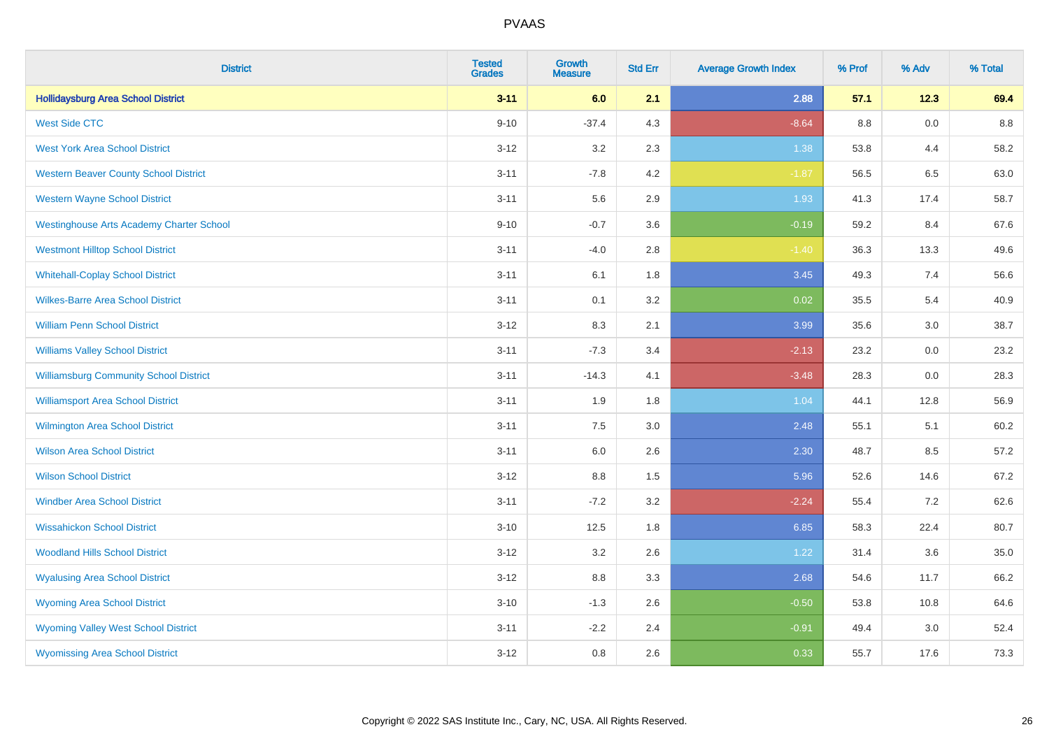# PVAAS

| District | Tested Grades | Growth Measure | Std Err | Average Growth Index | % Prof | % Adv | % Total |
|---|---|---|---|---|---|---|---|
| **Hollidaysburg Area School District** | **3-11** | **6.0** | **2.1** | **2.88** | **57.1** | **12.3** | **69.4** |
| West Side CTC | 9-10 | -37.4 | 4.3 | -8.64 | 8.8 | 0.0 | 8.8 |
| West York Area School District | 3-12 | 3.2 | 2.3 | 1.38 | 53.8 | 4.4 | 58.2 |
| Western Beaver County School District | 3-11 | -7.8 | 4.2 | -1.87 | 56.5 | 6.5 | 63.0 |
| Western Wayne School District | 3-11 | 5.6 | 2.9 | 1.93 | 41.3 | 17.4 | 58.7 |
| Westinghouse Arts Academy Charter School | 9-10 | -0.7 | 3.6 | -0.19 | 59.2 | 8.4 | 67.6 |
| Westmont Hilltop School District | 3-11 | -4.0 | 2.8 | -1.40 | 36.3 | 13.3 | 49.6 |
| Whitehall-Coplay School District | 3-11 | 6.1 | 1.8 | 3.45 | 49.3 | 7.4 | 56.6 |
| Wilkes-Barre Area School District | 3-11 | 0.1 | 3.2 | 0.02 | 35.5 | 5.4 | 40.9 |
| William Penn School District | 3-12 | 8.3 | 2.1 | 3.99 | 35.6 | 3.0 | 38.7 |
| Williams Valley School District | 3-11 | -7.3 | 3.4 | -2.13 | 23.2 | 0.0 | 23.2 |
| Williamsburg Community School District | 3-11 | -14.3 | 4.1 | -3.48 | 28.3 | 0.0 | 28.3 |
| Williamsport Area School District | 3-11 | 1.9 | 1.8 | 1.04 | 44.1 | 12.8 | 56.9 |
| Wilmington Area School District | 3-11 | 7.5 | 3.0 | 2.48 | 55.1 | 5.1 | 60.2 |
| Wilson Area School District | 3-11 | 6.0 | 2.6 | 2.30 | 48.7 | 8.5 | 57.2 |
| Wilson School District | 3-12 | 8.8 | 1.5 | 5.96 | 52.6 | 14.6 | 67.2 |
| Windber Area School District | 3-11 | -7.2 | 3.2 | -2.24 | 55.4 | 7.2 | 62.6 |
| Wissahickon School District | 3-10 | 12.5 | 1.8 | 6.85 | 58.3 | 22.4 | 80.7 |
| Woodland Hills School District | 3-12 | 3.2 | 2.6 | 1.22 | 31.4 | 3.6 | 35.0 |
| Wyalusing Area School District | 3-12 | 8.8 | 3.3 | 2.68 | 54.6 | 11.7 | 66.2 |
| Wyoming Area School District | 3-10 | -1.3 | 2.6 | -0.50 | 53.8 | 10.8 | 64.6 |
| Wyoming Valley West School District | 3-11 | -2.2 | 2.4 | -0.91 | 49.4 | 3.0 | 52.4 |
| Wyomissing Area School District | 3-12 | 0.8 | 2.6 | 0.33 | 55.7 | 17.6 | 73.3 |

Copyright © 2022 SAS Institute Inc., Cary, NC, USA. All Rights Reserved.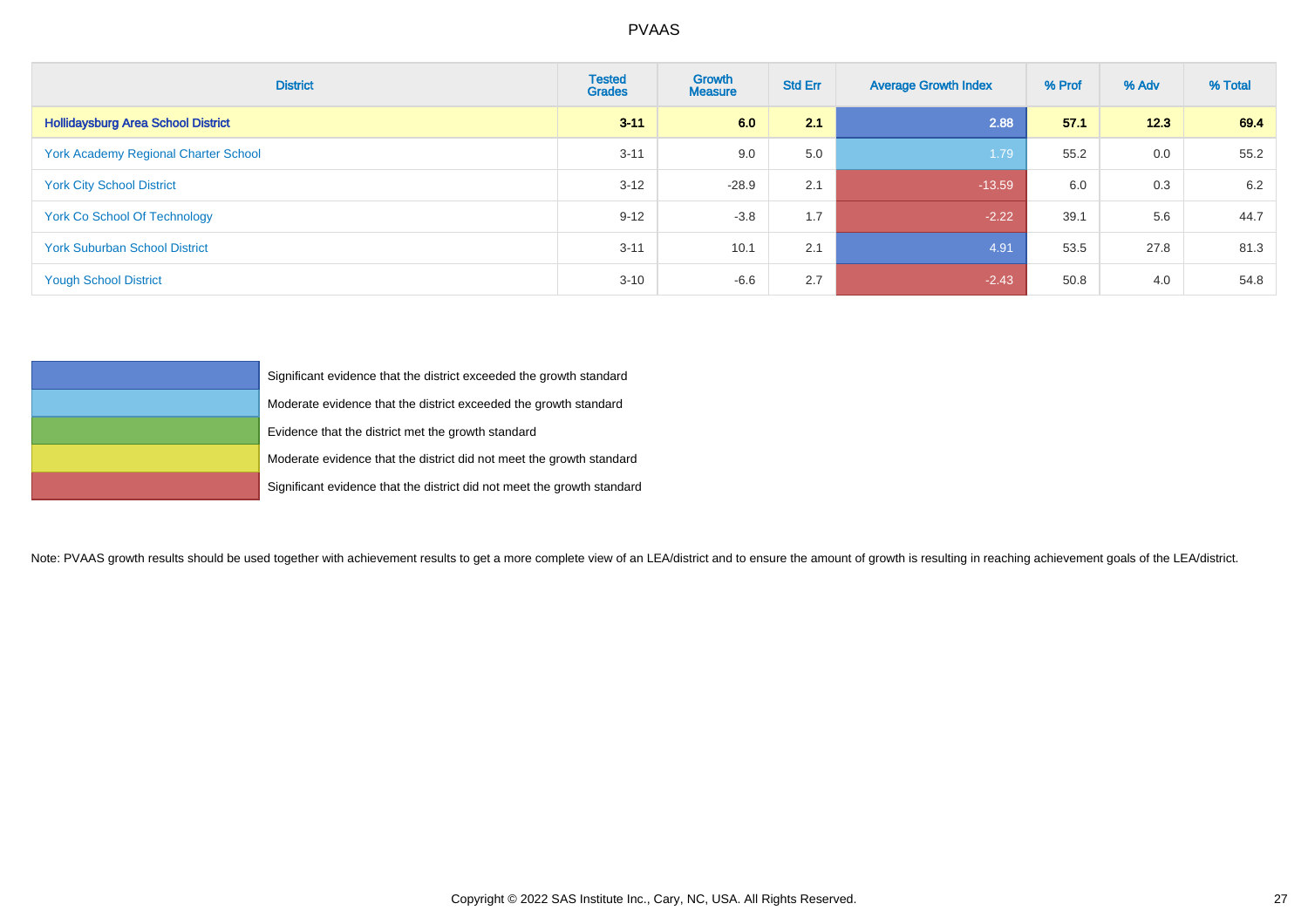PVAAS

| District | Tested Grades | Growth Measure | Std Err | Average Growth Index | % Prof | % Adv | % Total |
|---|---|---|---|---|---|---|---|
| **Hollidaysburg Area School District** | **3-11** | **6.0** | **2.1** | **2.88** | **57.1** | **12.3** | **69.4** |
| York Academy Regional Charter School | 3-11 | 9.0 | 5.0 | 1.79 | 55.2 | 0.0 | 55.2 |
| York City School District | 3-12 | -28.9 | 2.1 | -13.59 | 6.0 | 0.3 | 6.2 |
| York Co School Of Technology | 9-12 | -3.8 | 1.7 | -2.22 | 39.1 | 5.6 | 44.7 |
| York Suburban School District | 3-11 | 10.1 | 2.1 | 4.91 | 53.5 | 27.8 | 81.3 |
| Yough School District | 3-10 | -6.6 | 2.7 | -2.43 | 50.8 | 4.0 | 54.8 |

Significant evidence that the district exceeded the growth standard

Moderate evidence that the district exceeded the growth standard

Evidence that the district met the growth standard

Moderate evidence that the district did not meet the growth standard

Significant evidence that the district did not meet the growth standard

Note: PVAAS growth results should be used together with achievement results to get a more complete view of an LEA/district and to ensure the amount of growth is resulting in reaching achievement goals of the LEA/district.

Copyright © 2022 SAS Institute Inc., Cary, NC, USA. All Rights Reserved.